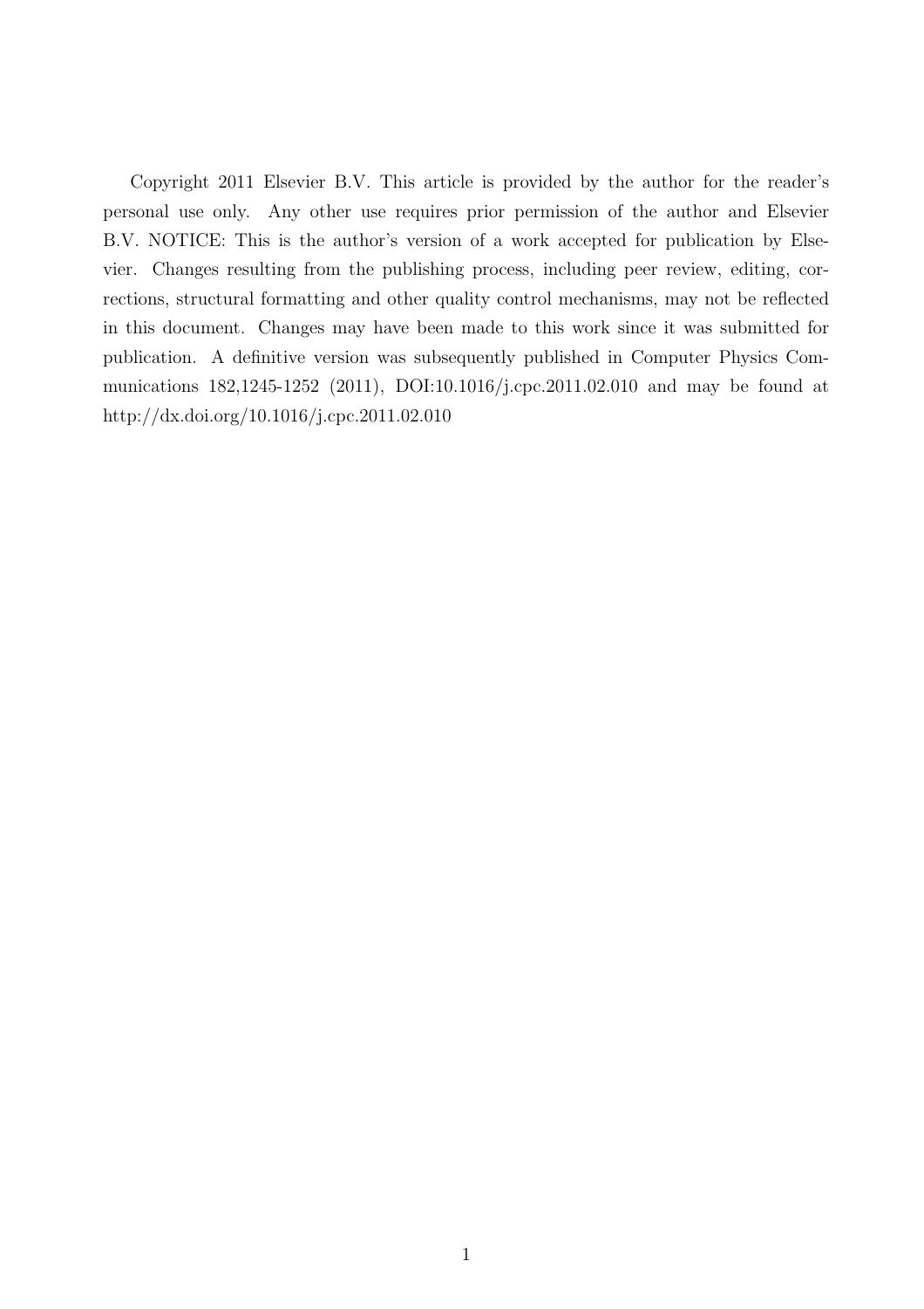Copyright 2011 Elsevier B.V. This article is provided by the author for the reader's personal use only. Any other use requires prior permission of the author and Elsevier B.V. NOTICE: This is the author's version of a work accepted for publication by Elsevier. Changes resulting from the publishing process, including peer review, editing, corrections, structural formatting and other quality control mechanisms, may not be reflected in this document. Changes may have been made to this work since it was submitted for publication. A definitive version was subsequently published in Computer Physics Communications 182,1245-1252 (2011), DOI:10.1016/j.cpc.2011.02.010 and may be found at http://dx.doi.org/10.1016/j.cpc.2011.02.010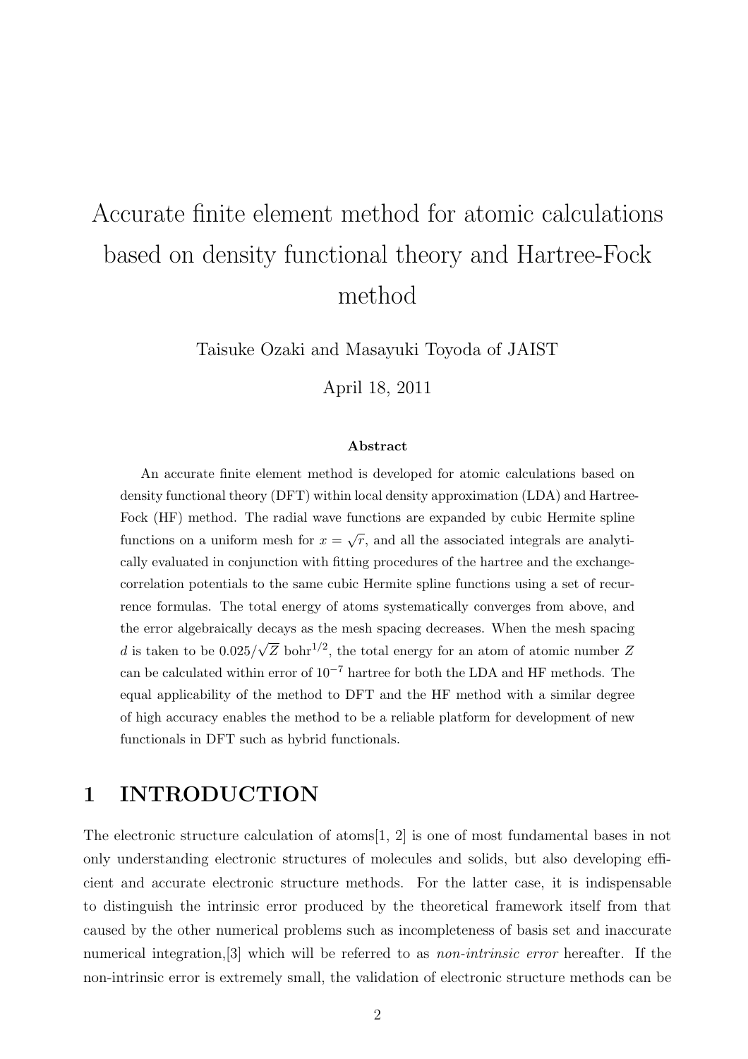# Accurate finite element method for atomic calculations based on density functional theory and Hartree-Fock method

Taisuke Ozaki and Masayuki Toyoda of JAIST

April 18, 2011

**Abstract**

An accurate finite element method is developed for atomic calculations based on density functional theory (DFT) within local density approximation (LDA) and Hartree-Fock (HF) method. The radial wave functions are expanded by cubic Hermite spline functions on a uniform mesh for $x = \sqrt{r}$, and all the associated integrals are analytically evaluated in conjunction with fitting procedures of the hartree and the exchange-correlation potentials to the same cubic Hermite spline functions using a set of recurrence formulas. The total energy of atoms systematically converges from above, and the error algebraically decays as the mesh spacing decreases. When the mesh spacing $d$ is taken to be $0.025/\sqrt{Z}$ bohr$^{1/2}$, the total energy for an atom of atomic number $Z$ can be calculated within error of $10^{-7}$ hartree for both the LDA and HF methods. The equal applicability of the method to DFT and the HF method with a similar degree of high accuracy enables the method to be a reliable platform for development of new functionals in DFT such as hybrid functionals.

## 1 INTRODUCTION

The electronic structure calculation of atoms[1, 2] is one of most fundamental bases in not only understanding electronic structures of molecules and solids, but also developing efficient and accurate electronic structure methods. For the latter case, it is indispensable to distinguish the intrinsic error produced by the theoretical framework itself from that caused by the other numerical problems such as incompleteness of basis set and inaccurate numerical integration,[3] which will be referred to as *non-intrinsic error* hereafter. If the non-intrinsic error is extremely small, the validation of electronic structure methods can be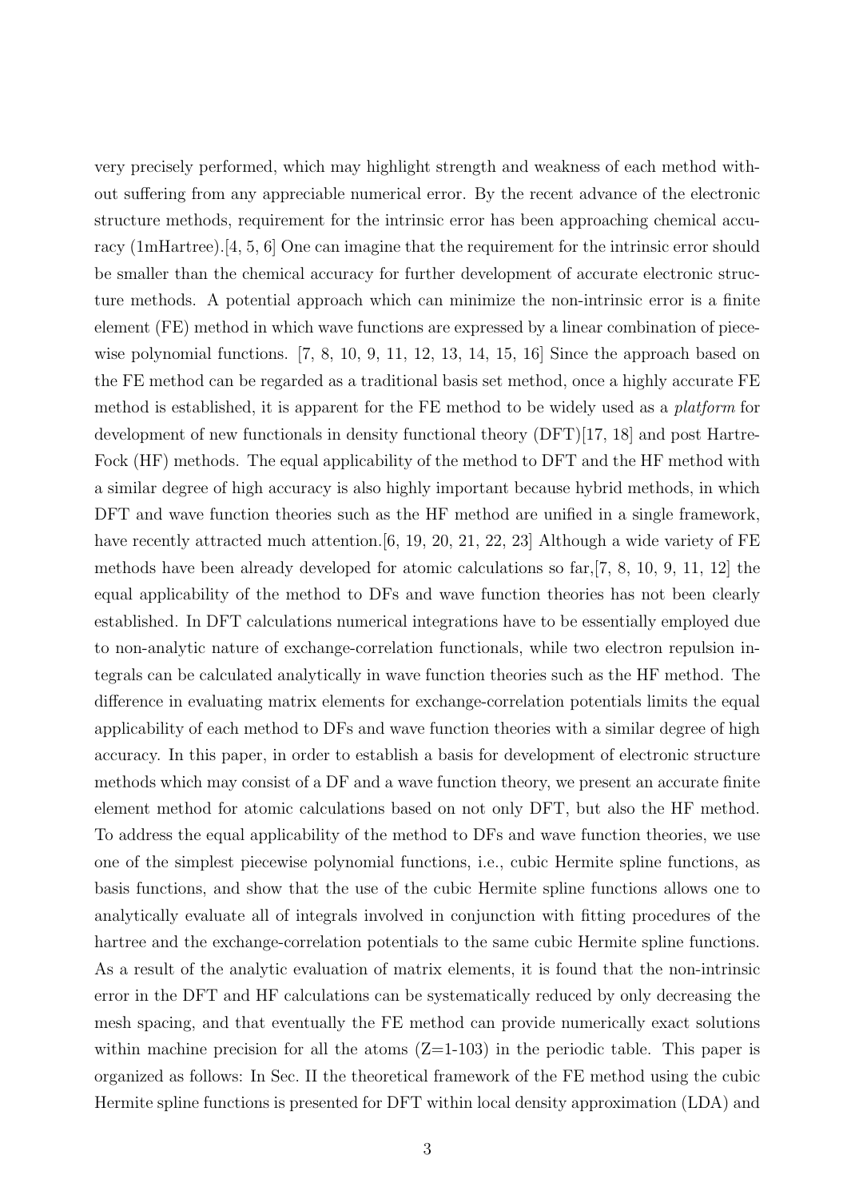very precisely performed, which may highlight strength and weakness of each method without suffering from any appreciable numerical error. By the recent advance of the electronic structure methods, requirement for the intrinsic error has been approaching chemical accuracy (1mHartree).[4, 5, 6] One can imagine that the requirement for the intrinsic error should be smaller than the chemical accuracy for further development of accurate electronic structure methods. A potential approach which can minimize the non-intrinsic error is a finite element (FE) method in which wave functions are expressed by a linear combination of piecewise polynomial functions. [7, 8, 10, 9, 11, 12, 13, 14, 15, 16] Since the approach based on the FE method can be regarded as a traditional basis set method, once a highly accurate FE method is established, it is apparent for the FE method to be widely used as a *platform* for development of new functionals in density functional theory (DFT)[17, 18] and post Hartre-Fock (HF) methods. The equal applicability of the method to DFT and the HF method with a similar degree of high accuracy is also highly important because hybrid methods, in which DFT and wave function theories such as the HF method are unified in a single framework, have recently attracted much attention.[6, 19, 20, 21, 22, 23] Although a wide variety of FE methods have been already developed for atomic calculations so far,[7, 8, 10, 9, 11, 12] the equal applicability of the method to DFs and wave function theories has not been clearly established. In DFT calculations numerical integrations have to be essentially employed due to non-analytic nature of exchange-correlation functionals, while two electron repulsion integrals can be calculated analytically in wave function theories such as the HF method. The difference in evaluating matrix elements for exchange-correlation potentials limits the equal applicability of each method to DFs and wave function theories with a similar degree of high accuracy. In this paper, in order to establish a basis for development of electronic structure methods which may consist of a DF and a wave function theory, we present an accurate finite element method for atomic calculations based on not only DFT, but also the HF method. To address the equal applicability of the method to DFs and wave function theories, we use one of the simplest piecewise polynomial functions, i.e., cubic Hermite spline functions, as basis functions, and show that the use of the cubic Hermite spline functions allows one to analytically evaluate all of integrals involved in conjunction with fitting procedures of the hartree and the exchange-correlation potentials to the same cubic Hermite spline functions. As a result of the analytic evaluation of matrix elements, it is found that the non-intrinsic error in the DFT and HF calculations can be systematically reduced by only decreasing the mesh spacing, and that eventually the FE method can provide numerically exact solutions within machine precision for all the atoms (Z=1-103) in the periodic table. This paper is organized as follows: In Sec. II the theoretical framework of the FE method using the cubic Hermite spline functions is presented for DFT within local density approximation (LDA) and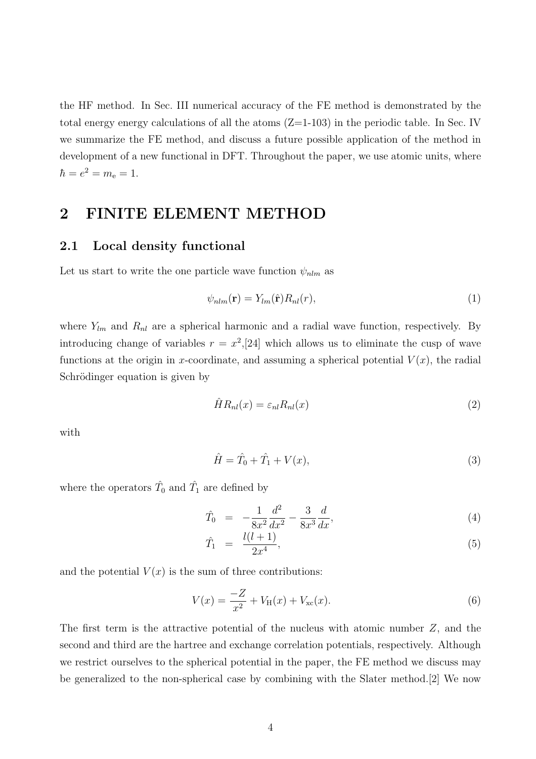the HF method. In Sec. III numerical accuracy of the FE method is demonstrated by the total energy energy calculations of all the atoms (Z=1-103) in the periodic table. In Sec. IV we summarize the FE method, and discuss a future possible application of the method in development of a new functional in DFT. Throughout the paper, we use atomic units, where $\hbar = e^2 = m_\mathrm{e} = 1$.

# 2 FINITE ELEMENT METHOD

## 2.1 Local density functional

Let us start to write the one particle wave function $\psi_{nlm}$ as

$$\psi_{nlm}(\mathbf{r}) = Y_{lm}(\hat{\mathbf{r}})R_{nl}(r), \tag{1}$$

where $Y_{lm}$ and $R_{nl}$ are a spherical harmonic and a radial wave function, respectively. By introducing change of variables $r = x^2$,[24] which allows us to eliminate the cusp of wave functions at the origin in $x$-coordinate, and assuming a spherical potential $V(x)$, the radial Schrödinger equation is given by

$$\hat{H}R_{nl}(x) = \varepsilon_{nl}R_{nl}(x) \tag{2}$$

with

$$\hat{H} = \hat{T}_0 + \hat{T}_1 + V(x), \tag{3}$$

where the operators $\hat{T}_0$ and $\hat{T}_1$ are defined by

$$\hat{T}_0 = -\frac{1}{8x^2}\frac{d^2}{dx^2} - \frac{3}{8x^3}\frac{d}{dx}, \tag{4}$$

$$\hat{T}_1 = \frac{l(l+1)}{2x^4}, \tag{5}$$

and the potential $V(x)$ is the sum of three contributions:

$$V(x) = \frac{-Z}{x^2} + V_\mathrm{H}(x) + V_\mathrm{xc}(x). \tag{6}$$

The first term is the attractive potential of the nucleus with atomic number $Z$, and the second and third are the hartree and exchange correlation potentials, respectively. Although we restrict ourselves to the spherical potential in the paper, the FE method we discuss may be generalized to the non-spherical case by combining with the Slater method.[2] We now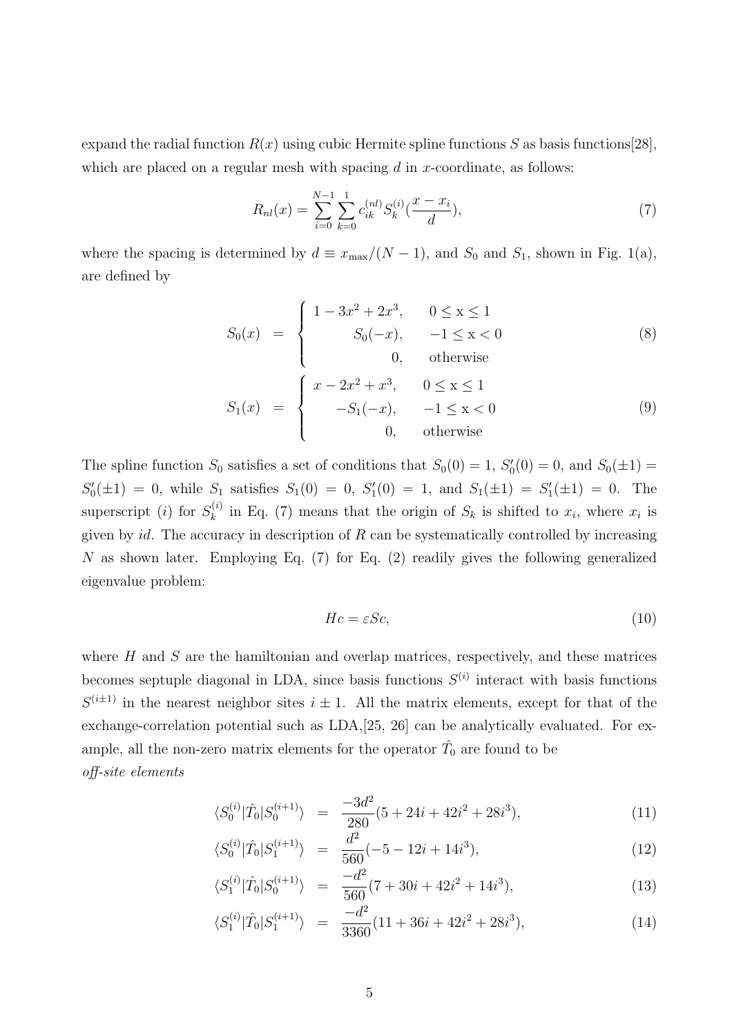expand the radial function $R(x)$ using cubic Hermite spline functions $S$ as basis functions[28], which are placed on a regular mesh with spacing $d$ in $x$-coordinate, as follows:

$$R_{nl}(x) = \sum_{i=0}^{N-1} \sum_{k=0}^{1} c_{ik}^{(nl)} S_k^{(i)}(\frac{x - x_i}{d}), \tag{7}$$

where the spacing is determined by $d \equiv x_{\max}/(N-1)$, and $S_0$ and $S_1$, shown in Fig. 1(a), are defined by

$$S_0(x) = \begin{cases} 1 - 3x^2 + 2x^3, & 0 \leq \mathrm{x} \leq 1 \\ S_0(-x), & -1 \leq \mathrm{x} < 0 \\ 0, & \text{otherwise} \end{cases} \tag{8}$$

$$S_1(x) = \begin{cases} x - 2x^2 + x^3, & 0 \leq \mathrm{x} \leq 1 \\ -S_1(-x), & -1 \leq \mathrm{x} < 0 \\ 0, & \text{otherwise} \end{cases} \tag{9}$$

The spline function $S_0$ satisfies a set of conditions that $S_0(0) = 1$, $S_0'(0) = 0$, and $S_0(\pm 1) = S_0'(\pm 1) = 0$, while $S_1$ satisfies $S_1(0) = 0$, $S_1'(0) = 1$, and $S_1(\pm 1) = S_1'(\pm 1) = 0$. The superscript $(i)$ for $S_k^{(i)}$ in Eq. (7) means that the origin of $S_k$ is shifted to $x_i$, where $x_i$ is given by $id$. The accuracy in description of $R$ can be systematically controlled by increasing $N$ as shown later. Employing Eq. (7) for Eq. (2) readily gives the following generalized eigenvalue problem:

$$Hc = \varepsilon Sc, \tag{10}$$

where $H$ and $S$ are the hamiltonian and overlap matrices, respectively, and these matrices becomes septuple diagonal in LDA, since basis functions $S^{(i)}$ interact with basis functions $S^{(i\pm 1)}$ in the nearest neighbor sites $i \pm 1$. All the matrix elements, except for that of the exchange-correlation potential such as LDA,[25, 26] can be analytically evaluated. For example, all the non-zero matrix elements for the operator $\hat{T}_0$ are found to be

*off-site elements*

$$\langle S_0^{(i)} | \hat{T}_0 | S_0^{(i+1)} \rangle = \frac{-3d^2}{280}(5 + 24i + 42i^2 + 28i^3), \tag{11}$$

$$\langle S_0^{(i)} | \hat{T}_0 | S_1^{(i+1)} \rangle = \frac{d^2}{560}(-5 - 12i + 14i^3), \tag{12}$$

$$\langle S_1^{(i)} | \hat{T}_0 | S_0^{(i+1)} \rangle = \frac{-d^2}{560}(7 + 30i + 42i^2 + 14i^3), \tag{13}$$

$$\langle S_1^{(i)} | \hat{T}_0 | S_1^{(i+1)} \rangle = \frac{-d^2}{3360}(11 + 36i + 42i^2 + 28i^3), \tag{14}$$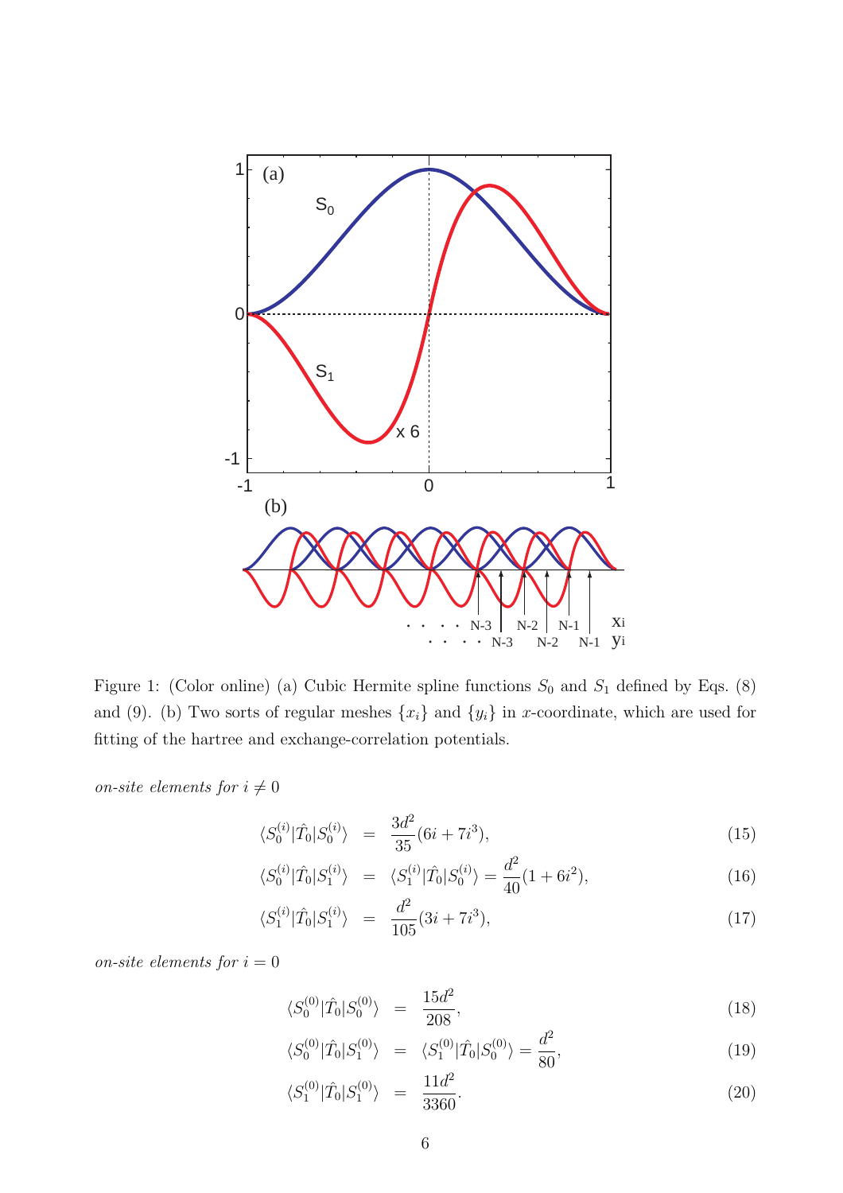Figure 1: (Color online) (a) Cubic Hermite spline functions $S_0$ and $S_1$ defined by Eqs. (8) and (9). (b) Two sorts of regular meshes $\{x_i\}$ and $\{y_i\}$ in $x$-coordinate, which are used for fitting of the hartree and exchange-correlation potentials.

*on-site elements for* $i \neq 0$

$$\langle S_0^{(i)}|\hat{T}_0|S_0^{(i)}\rangle = \frac{3d^2}{35}(6i + 7i^3), \tag{15}$$

$$\langle S_0^{(i)}|\hat{T}_0|S_1^{(i)}\rangle = \langle S_1^{(i)}|\hat{T}_0|S_0^{(i)}\rangle = \frac{d^2}{40}(1 + 6i^2), \tag{16}$$

$$\langle S_1^{(i)}|\hat{T}_0|S_1^{(i)}\rangle = \frac{d^2}{105}(3i + 7i^3), \tag{17}$$

*on-site elements for* $i = 0$

$$\langle S_0^{(0)}|\hat{T}_0|S_0^{(0)}\rangle = \frac{15d^2}{208}, \tag{18}$$

$$\langle S_0^{(0)}|\hat{T}_0|S_1^{(0)}\rangle = \langle S_1^{(0)}|\hat{T}_0|S_0^{(0)}\rangle = \frac{d^2}{80}, \tag{19}$$

$$\langle S_1^{(0)}|\hat{T}_0|S_1^{(0)}\rangle = \frac{11d^2}{3360}. \tag{20}$$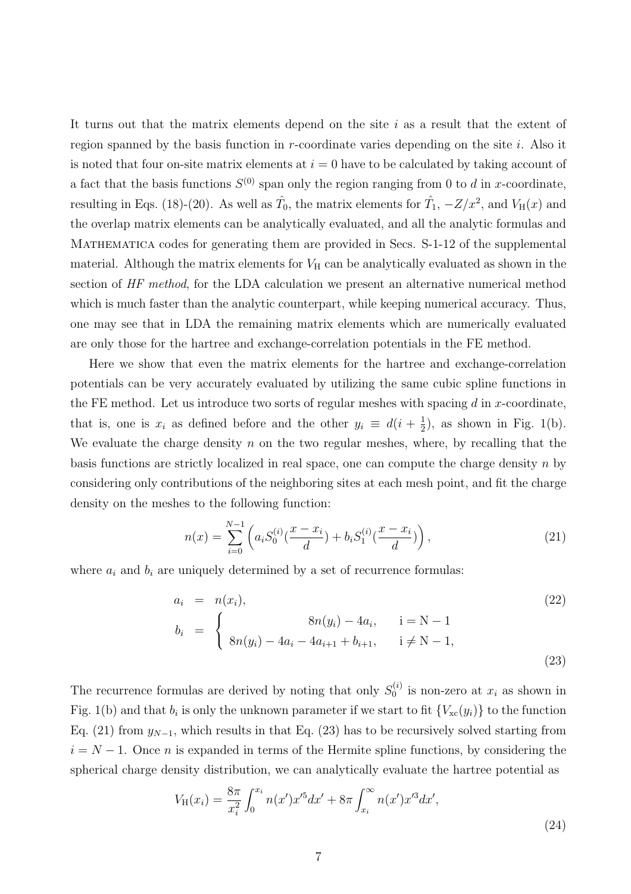It turns out that the matrix elements depend on the site $i$ as a result that the extent of region spanned by the basis function in $r$-coordinate varies depending on the site $i$. Also it is noted that four on-site matrix elements at $i = 0$ have to be calculated by taking account of a fact that the basis functions $S^{(0)}$ span only the region ranging from 0 to $d$ in $x$-coordinate, resulting in Eqs. (18)-(20). As well as $\hat{T}_0$, the matrix elements for $\hat{T}_1$, $-Z/x^2$, and $V_{\rm H}(x)$ and the overlap matrix elements can be analytically evaluated, and all the analytic formulas and MATHEMATICA codes for generating them are provided in Secs. S-1-12 of the supplemental material. Although the matrix elements for $V_{\rm H}$ can be analytically evaluated as shown in the section of *HF method*, for the LDA calculation we present an alternative numerical method which is much faster than the analytic counterpart, while keeping numerical accuracy. Thus, one may see that in LDA the remaining matrix elements which are numerically evaluated are only those for the hartree and exchange-correlation potentials in the FE method.

Here we show that even the matrix elements for the hartree and exchange-correlation potentials can be very accurately evaluated by utilizing the same cubic spline functions in the FE method. Let us introduce two sorts of regular meshes with spacing $d$ in $x$-coordinate, that is, one is $x_i$ as defined before and the other $y_i \equiv d(i + \frac{1}{2})$, as shown in Fig. 1(b). We evaluate the charge density $n$ on the two regular meshes, where, by recalling that the basis functions are strictly localized in real space, one can compute the charge density $n$ by considering only contributions of the neighboring sites at each mesh point, and fit the charge density on the meshes to the following function:

$$n(x) = \sum_{i=0}^{N-1} \left( a_i S_0^{(i)}(\frac{x - x_i}{d}) + b_i S_1^{(i)}(\frac{x - x_i}{d}) \right), \tag{21}$$

where $a_i$ and $b_i$ are uniquely determined by a set of recurrence formulas:

$$a_i = n(x_i), \tag{22}$$

$$b_i = \begin{cases} 8n(y_i) - 4a_i, & \mathrm{i = N-1} \\ 8n(y_i) - 4a_i - 4a_{i+1} + b_{i+1}, & \mathrm{i \neq N-1}, \end{cases} \tag{23}$$

The recurrence formulas are derived by noting that only $S_0^{(i)}$ is non-zero at $x_i$ as shown in Fig. 1(b) and that $b_i$ is only the unknown parameter if we start to fit $\{V_{\rm xc}(y_i)\}$ to the function Eq. (21) from $y_{N-1}$, which results in that Eq. (23) has to be recursively solved starting from $i = N-1$. Once $n$ is expanded in terms of the Hermite spline functions, by considering the spherical charge density distribution, we can analytically evaluate the hartree potential as

$$V_{\rm H}(x_i) = \frac{8\pi}{x_i^2} \int_0^{x_i} n(x') x'^5 dx' + 8\pi \int_{x_i}^{\infty} n(x') x'^3 dx', \tag{24}$$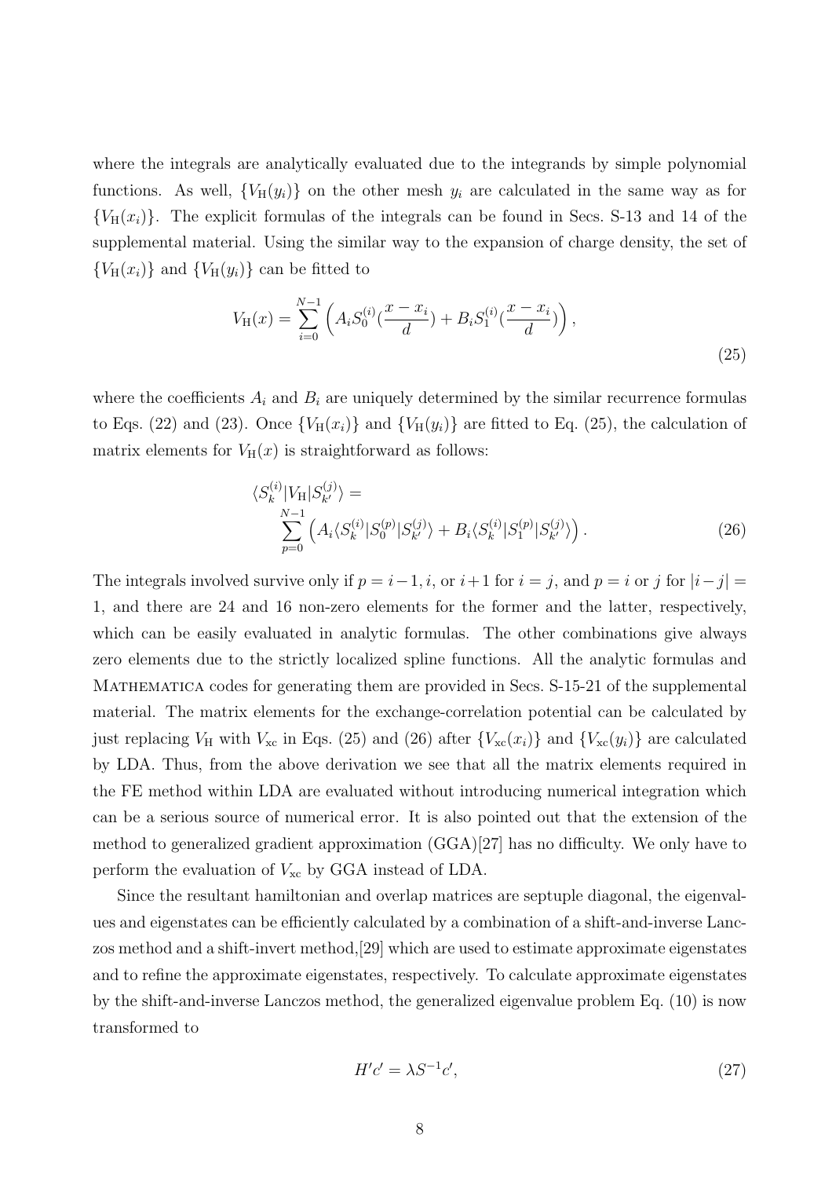where the integrals are analytically evaluated due to the integrands by simple polynomial functions. As well, $\{V_{\rm H}(y_i)\}$ on the other mesh $y_i$ are calculated in the same way as for $\{V_{\rm H}(x_i)\}$. The explicit formulas of the integrals can be found in Secs. S-13 and 14 of the supplemental material. Using the similar way to the expansion of charge density, the set of $\{V_{\rm H}(x_i)\}$ and $\{V_{\rm H}(y_i)\}$ can be fitted to

$$V_{\rm H}(x) = \sum_{i=0}^{N-1} \left( A_i S_0^{(i)}(\frac{x - x_i}{d}) + B_i S_1^{(i)}(\frac{x - x_i}{d}) \right), \tag{25}$$

where the coefficients $A_i$ and $B_i$ are uniquely determined by the similar recurrence formulas to Eqs. (22) and (23). Once $\{V_{\rm H}(x_i)\}$ and $\{V_{\rm H}(y_i)\}$ are fitted to Eq. (25), the calculation of matrix elements for $V_{\rm H}(x)$ is straightforward as follows:

$$\langle S_k^{(i)} | V_{\rm H} | S_{k'}^{(j)} \rangle = \sum_{p=0}^{N-1} \left( A_i \langle S_k^{(i)} | S_0^{(p)} | S_{k'}^{(j)} \rangle + B_i \langle S_k^{(i)} | S_1^{(p)} | S_{k'}^{(j)} \rangle \right). \tag{26}$$

The integrals involved survive only if $p = i-1, i$, or $i+1$ for $i = j$, and $p = i$ or $j$ for $|i-j| = 1$, and there are 24 and 16 non-zero elements for the former and the latter, respectively, which can be easily evaluated in analytic formulas. The other combinations give always zero elements due to the strictly localized spline functions. All the analytic formulas and Mathematica codes for generating them are provided in Secs. S-15-21 of the supplemental material. The matrix elements for the exchange-correlation potential can be calculated by just replacing $V_{\rm H}$ with $V_{\rm xc}$ in Eqs. (25) and (26) after $\{V_{\rm xc}(x_i)\}$ and $\{V_{\rm xc}(y_i)\}$ are calculated by LDA. Thus, from the above derivation we see that all the matrix elements required in the FE method within LDA are evaluated without introducing numerical integration which can be a serious source of numerical error. It is also pointed out that the extension of the method to generalized gradient approximation (GGA)[27] has no difficulty. We only have to perform the evaluation of $V_{\rm xc}$ by GGA instead of LDA.

Since the resultant hamiltonian and overlap matrices are septuple diagonal, the eigenvalues and eigenstates can be efficiently calculated by a combination of a shift-and-inverse Lanczos method and a shift-invert method,[29] which are used to estimate approximate eigenstates and to refine the approximate eigenstates, respectively. To calculate approximate eigenstates by the shift-and-inverse Lanczos method, the generalized eigenvalue problem Eq. (10) is now transformed to

$$H'c' = \lambda S^{-1} c', \tag{27}$$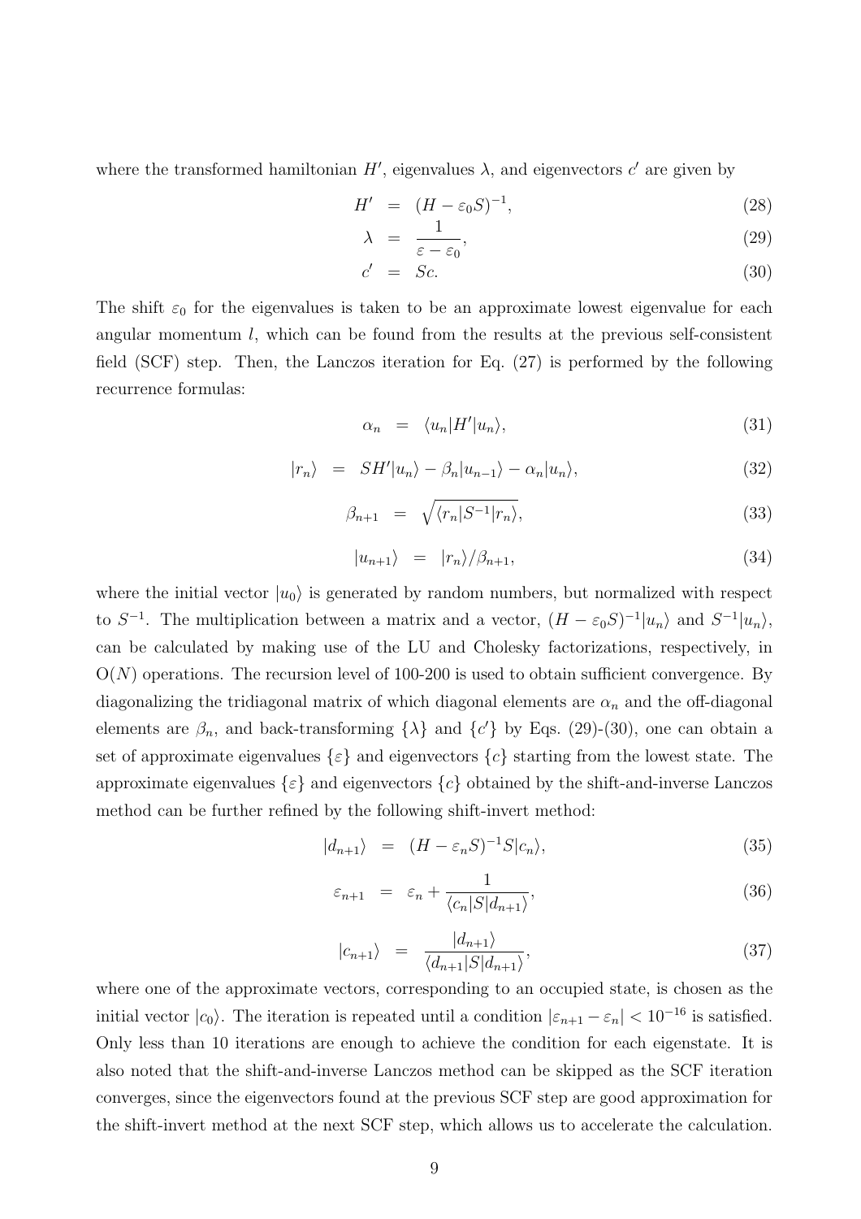where the transformed hamiltonian $H'$, eigenvalues $\lambda$, and eigenvectors $c'$ are given by

$$H' = (H - \varepsilon_0 S)^{-1}, \tag{28}$$

$$\lambda = \frac{1}{\varepsilon - \varepsilon_0}, \tag{29}$$

$$c' = Sc. \tag{30}$$

The shift $\varepsilon_0$ for the eigenvalues is taken to be an approximate lowest eigenvalue for each angular momentum $l$, which can be found from the results at the previous self-consistent field (SCF) step. Then, the Lanczos iteration for Eq. (27) is performed by the following recurrence formulas:

$$\alpha_n = \langle u_n | H' | u_n \rangle, \tag{31}$$

$$|r_n\rangle = SH'|u_n\rangle - \beta_n |u_{n-1}\rangle - \alpha_n |u_n\rangle, \tag{32}$$

$$\beta_{n+1} = \sqrt{\langle r_n | S^{-1} | r_n \rangle}, \tag{33}$$

$$|u_{n+1}\rangle = |r_n\rangle / \beta_{n+1}, \tag{34}$$

where the initial vector $|u_0\rangle$ is generated by random numbers, but normalized with respect to $S^{-1}$. The multiplication between a matrix and a vector, $(H - \varepsilon_0 S)^{-1}|u_n\rangle$ and $S^{-1}|u_n\rangle$, can be calculated by making use of the LU and Cholesky factorizations, respectively, in $O(N)$ operations. The recursion level of 100-200 is used to obtain sufficient convergence. By diagonalizing the tridiagonal matrix of which diagonal elements are $\alpha_n$ and the off-diagonal elements are $\beta_n$, and back-transforming $\{\lambda\}$ and $\{c'\}$ by Eqs. (29)-(30), one can obtain a set of approximate eigenvalues $\{\varepsilon\}$ and eigenvectors $\{c\}$ starting from the lowest state. The approximate eigenvalues $\{\varepsilon\}$ and eigenvectors $\{c\}$ obtained by the shift-and-inverse Lanczos method can be further refined by the following shift-invert method:

$$|d_{n+1}\rangle = (H - \varepsilon_n S)^{-1} S |c_n\rangle, \tag{35}$$

$$\varepsilon_{n+1} = \varepsilon_n + \frac{1}{\langle c_n | S | d_{n+1} \rangle}, \tag{36}$$

$$|c_{n+1}\rangle = \frac{|d_{n+1}\rangle}{\langle d_{n+1} | S | d_{n+1} \rangle}, \tag{37}$$

where one of the approximate vectors, corresponding to an occupied state, is chosen as the initial vector $|c_0\rangle$. The iteration is repeated until a condition $|\varepsilon_{n+1} - \varepsilon_n| < 10^{-16}$ is satisfied. Only less than 10 iterations are enough to achieve the condition for each eigenstate. It is also noted that the shift-and-inverse Lanczos method can be skipped as the SCF iteration converges, since the eigenvectors found at the previous SCF step are good approximation for the shift-invert method at the next SCF step, which allows us to accelerate the calculation.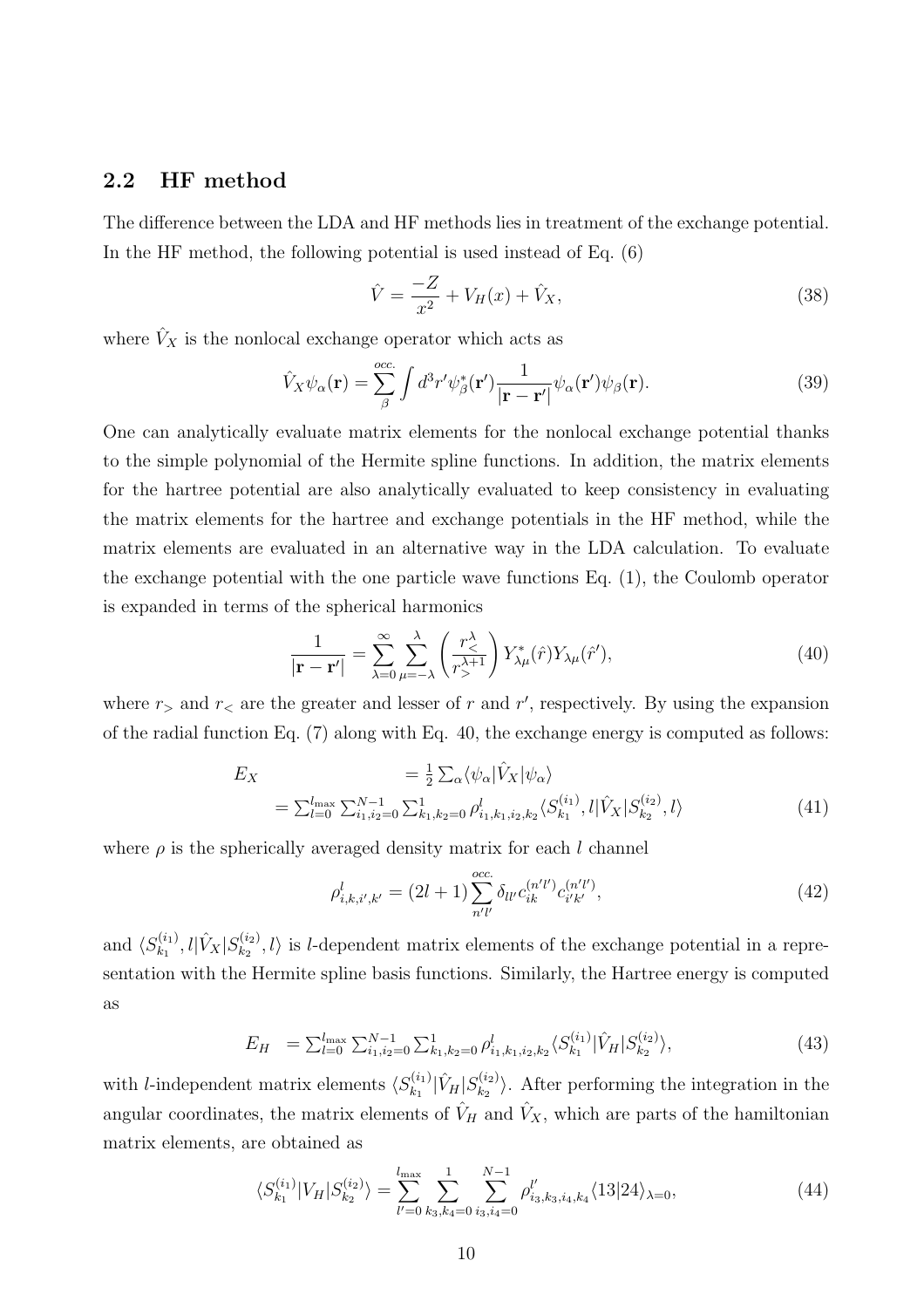### 2.2 HF method

The difference between the LDA and HF methods lies in treatment of the exchange potential. In the HF method, the following potential is used instead of Eq. (6)

$$\hat{V} = \frac{-Z}{x^2} + V_H(x) + \hat{V}_X, \tag{38}$$

where $\hat{V}_X$ is the nonlocal exchange operator which acts as

$$\hat{V}_X \psi_\alpha(\mathbf{r}) = \sum_\beta^{occ.} \int d^3r' \psi_\beta^*(\mathbf{r}') \frac{1}{|\mathbf{r} - \mathbf{r}'|} \psi_\alpha(\mathbf{r}') \psi_\beta(\mathbf{r}). \tag{39}$$

One can analytically evaluate matrix elements for the nonlocal exchange potential thanks to the simple polynomial of the Hermite spline functions. In addition, the matrix elements for the hartree potential are also analytically evaluated to keep consistency in evaluating the matrix elements for the hartree and exchange potentials in the HF method, while the matrix elements are evaluated in an alternative way in the LDA calculation. To evaluate the exchange potential with the one particle wave functions Eq. (1), the Coulomb operator is expanded in terms of the spherical harmonics

$$\frac{1}{|\mathbf{r} - \mathbf{r}'|} = \sum_{\lambda=0}^{\infty} \sum_{\mu=-\lambda}^{\lambda} \left( \frac{r_<^\lambda}{r_>^{\lambda+1}} \right) Y_{\lambda\mu}^*(\hat{r}) Y_{\lambda\mu}(\hat{r}'), \tag{40}$$

where $r_>$ and $r_<$ are the greater and lesser of $r$ and $r'$, respectively. By using the expansion of the radial function Eq. (7) along with Eq. 40, the exchange energy is computed as follows:

$$\begin{aligned} E_X &= \tfrac{1}{2} \sum_\alpha \langle \psi_\alpha | \hat{V}_X | \psi_\alpha \rangle \\ &= \sum_{l=0}^{l_{\max}} \sum_{i_1,i_2=0}^{N-1} \sum_{k_1,k_2=0}^{1} \rho_{i_1,k_1,i_2,k_2}^l \langle S_{k_1}^{(i_1)}, l | \hat{V}_X | S_{k_2}^{(i_2)}, l \rangle \end{aligned} \tag{41}$$

where $\rho$ is the spherically averaged density matrix for each $l$ channel

$$\rho_{i,k,i',k'}^l = (2l+1) \sum_{n'l'}^{occ.} \delta_{ll'} c_{ik}^{(n'l')} c_{i'k'}^{(n'l')}, \tag{42}$$

and $\langle S_{k_1}^{(i_1)}, l | \hat{V}_X | S_{k_2}^{(i_2)}, l \rangle$ is $l$-dependent matrix elements of the exchange potential in a representation with the Hermite spline basis functions. Similarly, the Hartree energy is computed as

$$E_H = \sum_{l=0}^{l_{\max}} \sum_{i_1,i_2=0}^{N-1} \sum_{k_1,k_2=0}^{1} \rho_{i_1,k_1,i_2,k_2}^l \langle S_{k_1}^{(i_1)} | \hat{V}_H | S_{k_2}^{(i_2)} \rangle, \tag{43}$$

with $l$-independent matrix elements $\langle S_{k_1}^{(i_1)} | \hat{V}_H | S_{k_2}^{(i_2)} \rangle$. After performing the integration in the angular coordinates, the matrix elements of $\hat{V}_H$ and $\hat{V}_X$, which are parts of the hamiltonian matrix elements, are obtained as

$$\langle S_{k_1}^{(i_1)} | V_H | S_{k_2}^{(i_2)} \rangle = \sum_{l'=0}^{l_{\max}} \sum_{k_3,k_4=0}^{1} \sum_{i_3,i_4=0}^{N-1} \rho_{i_3,k_3,i_4,k_4}^{l'} \langle 13|24 \rangle_{\lambda=0}, \tag{44}$$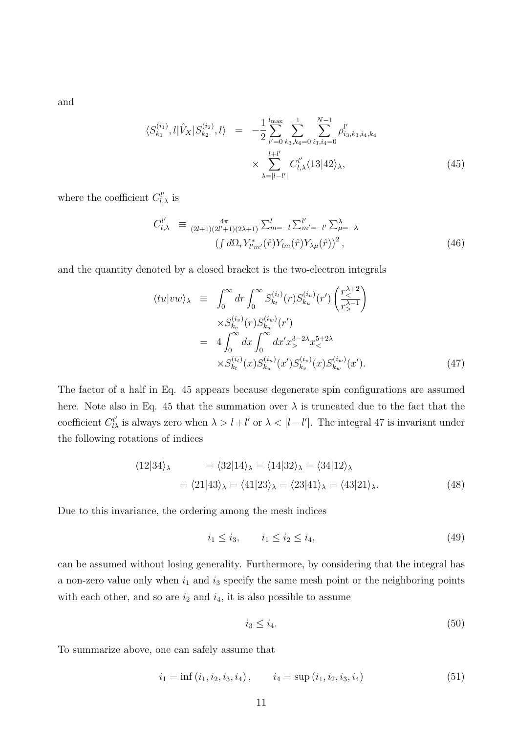and

$$
\begin{aligned}
\langle S_{k_1}^{(i_1)}, l|\hat{V}_X|S_{k_2}^{(i_2)}, l\rangle &= -\frac{1}{2}\sum_{l'=0}^{l_{\max}}\sum_{k_3,k_4=0}^{1}\sum_{i_3,i_4=0}^{N-1}\rho_{i_3,k_3,i_4,k_4}^{l'} \\
&\quad \times \sum_{\lambda=|l-l'|}^{l+l'} C_{l,\lambda}^{l'}\langle 13|42\rangle_\lambda, \qquad (45)
\end{aligned}
$$

where the coefficient $C_{l,\lambda}^{l'}$ is

$$
\begin{aligned}
C_{l,\lambda}^{l'} \;&\equiv \tfrac{4\pi}{(2l+1)(2l'+1)(2\lambda+1)}\sum_{m=-l}^{l}\sum_{m'=-l'}^{l'}\sum_{\mu=-\lambda}^{\lambda} \\
&\quad \left(\int d\Omega_r Y_{l'm'}^{*}(\hat{r})Y_{lm}(\hat{r})Y_{\lambda\mu}(\hat{r})\right)^2, \qquad (46)
\end{aligned}
$$

and the quantity denoted by a closed bracket is the two-electron integrals

$$
\begin{aligned}
\langle tu|vw\rangle_\lambda &\equiv \int_0^\infty dr\int_0^\infty S_{k_t}^{(i_t)}(r)S_{k_u}^{(i_u)}(r')\left(\frac{r_<^{\lambda+2}}{r_>^{\lambda-1}}\right) \\
&\quad \times S_{k_v}^{(i_v)}(r)S_{k_w}^{(i_w)}(r') \\
&= 4\int_0^\infty dx\int_0^\infty dx' x_>^{3-2\lambda}x_<^{5+2\lambda} \\
&\quad \times S_{k_t}^{(i_t)}(x)S_{k_u}^{(i_u)}(x')S_{k_v}^{(i_v)}(x)S_{k_w}^{(i_w)}(x'). \qquad (47)
\end{aligned}
$$

The factor of a half in Eq. 45 appears because degenerate spin configurations are assumed here. Note also in Eq. 45 that the summation over $\lambda$ is truncated due to the fact that the coefficient $C_{l\lambda}^{l'}$ is always zero when $\lambda > l+l'$ or $\lambda < |l-l'|$. The integral 47 is invariant under the following rotations of indices

$$
\begin{aligned}
\langle 12|34\rangle_\lambda \qquad &= \langle 32|14\rangle_\lambda = \langle 14|32\rangle_\lambda = \langle 34|12\rangle_\lambda \\
&= \langle 21|43\rangle_\lambda = \langle 41|23\rangle_\lambda = \langle 23|41\rangle_\lambda = \langle 43|21\rangle_\lambda. \qquad (48)
\end{aligned}
$$

Due to this invariance, the ordering among the mesh indices

$$
i_1 \le i_3, \qquad i_1 \le i_2 \le i_4, \qquad (49)
$$

can be assumed without losing generality. Furthermore, by considering that the integral has a non-zero value only when $i_1$ and $i_3$ specify the same mesh point or the neighboring points with each other, and so are $i_2$ and $i_4$, it is also possible to assume

$$
i_3 \le i_4. \qquad (50)
$$

To summarize above, one can safely assume that

$$
i_1 = \inf(i_1, i_2, i_3, i_4), \qquad i_4 = \sup(i_1, i_2, i_3, i_4) \qquad (51)
$$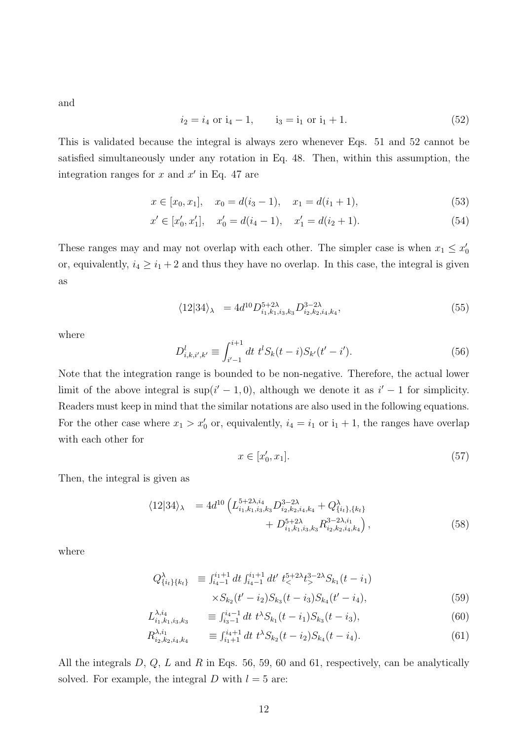and

$$
i_2 = i_4 \text{ or } \mathrm{i}_4 - 1, \qquad \mathrm{i}_3 = \mathrm{i}_1 \text{ or } \mathrm{i}_1 + 1. \tag{52}
$$

This is validated because the integral is always zero whenever Eqs. 51 and 52 cannot be satisfied simultaneously under any rotation in Eq. 48. Then, within this assumption, the integration ranges for $x$ and $x'$ in Eq. 47 are

$$
x \in [x_0, x_1], \quad x_0 = d(i_3 - 1), \quad x_1 = d(i_1 + 1), \tag{53}
$$

$$
x' \in [x'_0, x'_1], \quad x'_0 = d(i_4 - 1), \quad x'_1 = d(i_2 + 1). \tag{54}
$$

These ranges may and may not overlap with each other. The simpler case is when $x_1 \leq x'_0$ or, equivalently, $i_4 \geq i_1 + 2$ and thus they have no overlap. In this case, the integral is given as

$$
\langle 12|34 \rangle_\lambda \;\; = 4d^{10} D^{5+2\lambda}_{i_1,k_1,i_3,k_3} D^{3-2\lambda}_{i_2,k_2,i_4,k_4}, \tag{55}
$$

where

$$
D^{l}_{i,k,i',k'} \equiv \int_{i'-1}^{i+1} dt \; t^l S_k(t-i) S_{k'}(t'-i'). \tag{56}
$$

Note that the integration range is bounded to be non-negative. Therefore, the actual lower limit of the above integral is $\sup(i'-1, 0)$, although we denote it as $i'-1$ for simplicity. Readers must keep in mind that the similar notations are also used in the following equations. For the other case where $x_1 > x'_0$ or, equivalently, $i_4 = i_1$ or $\mathrm{i}_1 + 1$, the ranges have overlap with each other for

$$
x \in [x'_0, x_1]. \tag{57}
$$

Then, the integral is given as

$$
\begin{aligned}
\langle 12|34 \rangle_\lambda \;\; = 4d^{10} \Big( & L^{5+2\lambda, i_4}_{i_1,k_1,i_3,k_3} D^{3-2\lambda}_{i_2,k_2,i_4,k_4} + Q^{\lambda}_{\{i_t\},\{k_t\}} \\
& + D^{5+2\lambda}_{i_1,k_1,i_3,k_3} R^{3-2\lambda, i_1}_{i_2,k_2,i_4,k_4} \Big),
\end{aligned} \tag{58}
$$

where

$$
\begin{aligned}
Q^{\lambda}_{\{i_t\}\{k_t\}} \;\; \equiv & \textstyle\int_{i_4-1}^{i_1+1} dt \int_{i_4-1}^{i_1+1} dt' \; t_<^{5+2\lambda} t_>^{3-2\lambda} S_{k_1}(t-i_1) \\
& \times S_{k_2}(t'-i_2) S_{k_3}(t-i_3) S_{k_4}(t'-i_4),
\end{aligned} \tag{59}
$$

$$
L^{\lambda, i_4}_{i_1,k_1,i_3,k_3} \;\; \equiv \textstyle\int_{i_3-1}^{i_4-1} dt \; t^\lambda S_{k_1}(t-i_1) S_{k_3}(t-i_3), \tag{60}
$$

$$
R^{\lambda, i_1}_{i_2,k_2,i_4,k_4} \;\; \equiv \textstyle\int_{i_1+1}^{i_4+1} dt \; t^\lambda S_{k_2}(t-i_2) S_{k_4}(t-i_4). \tag{61}
$$

All the integrals $D$, $Q$, $L$ and $R$ in Eqs. 56, 59, 60 and 61, respectively, can be analytically solved. For example, the integral $D$ with $l = 5$ are: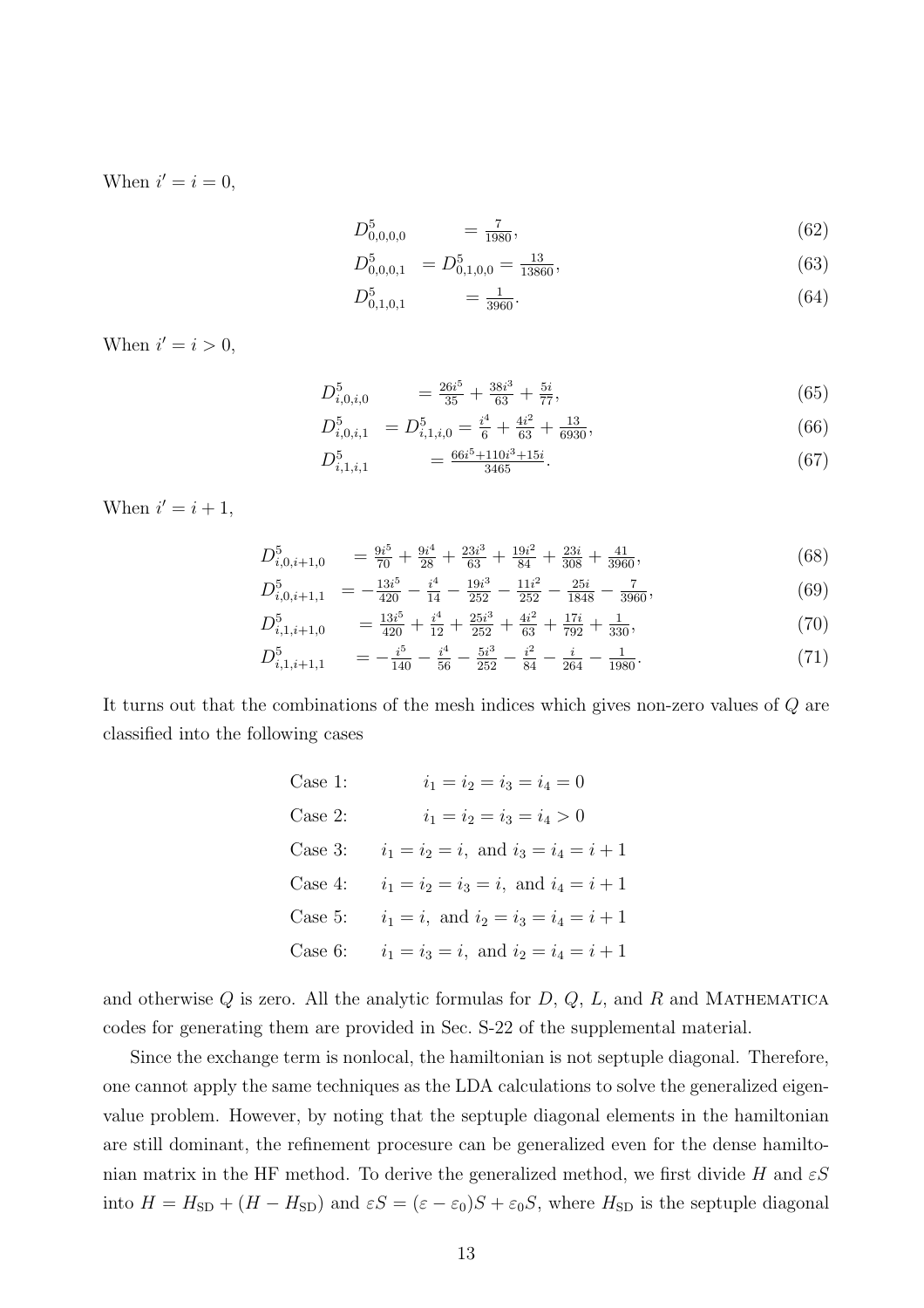When $i' = i = 0$,

$$D^5_{0,0,0,0} = \tfrac{7}{1980}, \tag{62}$$

$$D^5_{0,0,0,1} = D^5_{0,1,0,0} = \tfrac{13}{13860}, \tag{63}$$

$$D^5_{0,1,0,1} = \tfrac{1}{3960}. \tag{64}$$

When $i' = i > 0$,

$$D^5_{i,0,i,0} = \tfrac{26i^5}{35} + \tfrac{38i^3}{63} + \tfrac{5i}{77}, \tag{65}$$

$$D^5_{i,0,i,1} = D^5_{i,1,i,0} = \tfrac{i^4}{6} + \tfrac{4i^2}{63} + \tfrac{13}{6930}, \tag{66}$$

$$D^5_{i,1,i,1} = \tfrac{66i^5+110i^3+15i}{3465}. \tag{67}$$

When $i' = i + 1$,

$$D^5_{i,0,i+1,0} = \tfrac{9i^5}{70} + \tfrac{9i^4}{28} + \tfrac{23i^3}{63} + \tfrac{19i^2}{84} + \tfrac{23i}{308} + \tfrac{41}{3960}, \tag{68}$$

$$D^5_{i,0,i+1,1} = -\tfrac{13i^5}{420} - \tfrac{i^4}{14} - \tfrac{19i^3}{252} - \tfrac{11i^2}{252} - \tfrac{25i}{1848} - \tfrac{7}{3960}, \tag{69}$$

$$D^5_{i,1,i+1,0} = \tfrac{13i^5}{420} + \tfrac{i^4}{12} + \tfrac{25i^3}{252} + \tfrac{4i^2}{63} + \tfrac{17i}{792} + \tfrac{1}{330}, \tag{70}$$

$$D^5_{i,1,i+1,1} = -\tfrac{i^5}{140} - \tfrac{i^4}{56} - \tfrac{5i^3}{252} - \tfrac{i^2}{84} - \tfrac{i}{264} - \tfrac{1}{1980}. \tag{71}$$

It turns out that the combinations of the mesh indices which gives non-zero values of $Q$ are classified into the following cases

- Case 1: $i_1 = i_2 = i_3 = i_4 = 0$
- Case 2: $i_1 = i_2 = i_3 = i_4 > 0$
- Case 3: $i_1 = i_2 = i,$ and $i_3 = i_4 = i + 1$
- Case 4: $i_1 = i_2 = i_3 = i,$ and $i_4 = i + 1$
- Case 5: $i_1 = i,$ and $i_2 = i_3 = i_4 = i + 1$
- Case 6: $i_1 = i_3 = i,$ and $i_2 = i_4 = i + 1$

and otherwise $Q$ is zero. All the analytic formulas for $D$, $Q$, $L$, and $R$ and MATHEMATICA codes for generating them are provided in Sec. S-22 of the supplemental material.

Since the exchange term is nonlocal, the hamiltonian is not septuple diagonal. Therefore, one cannot apply the same techniques as the LDA calculations to solve the generalized eigenvalue problem. However, by noting that the septuple diagonal elements in the hamiltonian are still dominant, the refinement procesure can be generalized even for the dense hamiltonian matrix in the HF method. To derive the generalized method, we first divide $H$ and $\varepsilon S$ into $H = H_{\mathrm{SD}} + (H - H_{\mathrm{SD}})$ and $\varepsilon S = (\varepsilon - \varepsilon_0)S + \varepsilon_0 S$, where $H_{\mathrm{SD}}$ is the septuple diagonal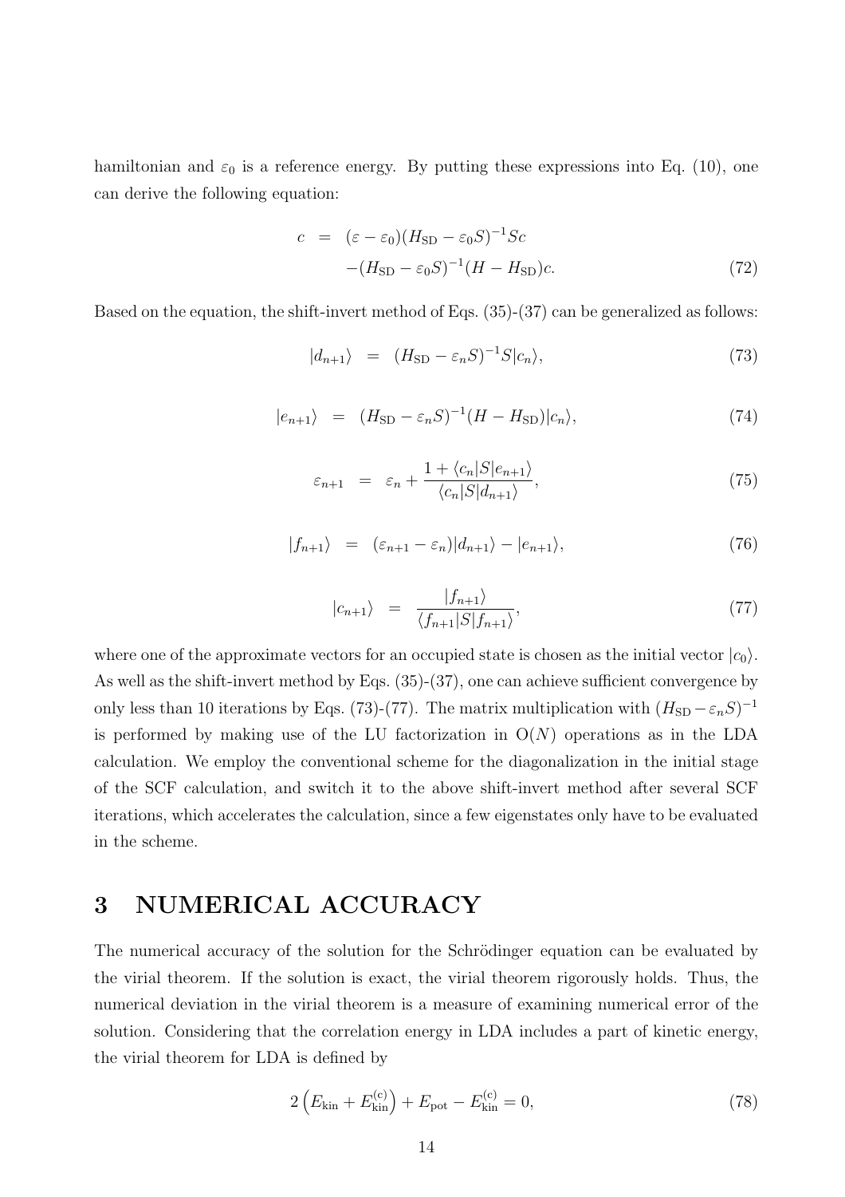hamiltonian and $\varepsilon_0$ is a reference energy. By putting these expressions into Eq. (10), one can derive the following equation:

$$
\begin{aligned}
c &= (\varepsilon - \varepsilon_0)(H_{\rm SD} - \varepsilon_0 S)^{-1} S c \\
&\quad -(H_{\rm SD} - \varepsilon_0 S)^{-1}(H - H_{\rm SD}) c.
\end{aligned}
\tag{72}
$$

Based on the equation, the shift-invert method of Eqs. (35)-(37) can be generalized as follows:

$$
|d_{n+1}\rangle = (H_{\rm SD} - \varepsilon_n S)^{-1} S |c_n\rangle, \tag{73}
$$

$$
|e_{n+1}\rangle = (H_{\rm SD} - \varepsilon_n S)^{-1} (H - H_{\rm SD}) |c_n\rangle, \tag{74}
$$

$$
\varepsilon_{n+1} = \varepsilon_n + \frac{1 + \langle c_n | S | e_{n+1}\rangle}{\langle c_n | S | d_{n+1}\rangle}, \tag{75}
$$

$$
|f_{n+1}\rangle = (\varepsilon_{n+1} - \varepsilon_n)|d_{n+1}\rangle - |e_{n+1}\rangle, \tag{76}
$$

$$
|c_{n+1}\rangle = \frac{|f_{n+1}\rangle}{\langle f_{n+1} | S | f_{n+1}\rangle}, \tag{77}
$$

where one of the approximate vectors for an occupied state is chosen as the initial vector $|c_0\rangle$. As well as the shift-invert method by Eqs. (35)-(37), one can achieve sufficient convergence by only less than 10 iterations by Eqs. (73)-(77). The matrix multiplication with $(H_{\rm SD} - \varepsilon_n S)^{-1}$ is performed by making use of the LU factorization in $O(N)$ operations as in the LDA calculation. We employ the conventional scheme for the diagonalization in the initial stage of the SCF calculation, and switch it to the above shift-invert method after several SCF iterations, which accelerates the calculation, since a few eigenstates only have to be evaluated in the scheme.

# 3 NUMERICAL ACCURACY

The numerical accuracy of the solution for the Schrödinger equation can be evaluated by the virial theorem. If the solution is exact, the virial theorem rigorously holds. Thus, the numerical deviation in the virial theorem is a measure of examining numerical error of the solution. Considering that the correlation energy in LDA includes a part of kinetic energy, the virial theorem for LDA is defined by

$$
2\left(E_{\rm kin} + E_{\rm kin}^{\rm (c)}\right) + E_{\rm pot} - E_{\rm kin}^{\rm (c)} = 0, \tag{78}
$$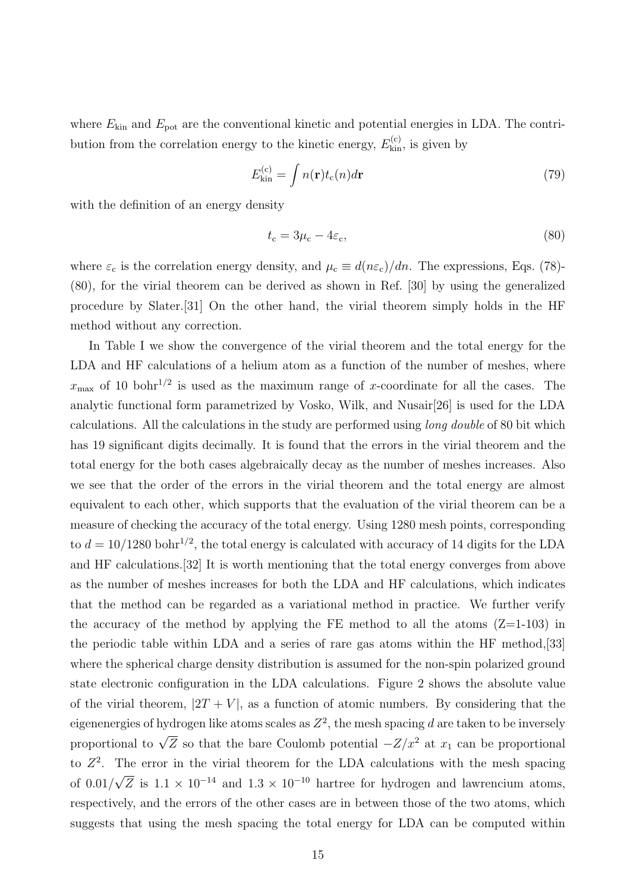where $E_{\rm kin}$ and $E_{\rm pot}$ are the conventional kinetic and potential energies in LDA. The contribution from the correlation energy to the kinetic energy, $E_{\rm kin}^{\rm (c)}$, is given by

$$E_{\rm kin}^{\rm (c)} = \int n(\mathbf{r}) t_{\rm c}(n) d\mathbf{r} \tag{79}$$

with the definition of an energy density

$$t_{\rm c} = 3\mu_{\rm c} - 4\varepsilon_{\rm c}, \tag{80}$$

where $\varepsilon_{\rm c}$ is the correlation energy density, and $\mu_{\rm c} \equiv d(n\varepsilon_{\rm c})/dn$. The expressions, Eqs. (78)-(80), for the virial theorem can be derived as shown in Ref. [30] by using the generalized procedure by Slater.[31] On the other hand, the virial theorem simply holds in the HF method without any correction.

In Table I we show the convergence of the virial theorem and the total energy for the LDA and HF calculations of a helium atom as a function of the number of meshes, where $x_{\rm max}$ of 10 bohr$^{1/2}$ is used as the maximum range of $x$-coordinate for all the cases. The analytic functional form parametrized by Vosko, Wilk, and Nusair[26] is used for the LDA calculations. All the calculations in the study are performed using *long double* of 80 bit which has 19 significant digits decimally. It is found that the errors in the virial theorem and the total energy for the both cases algebraically decay as the number of meshes increases. Also we see that the order of the errors in the virial theorem and the total energy are almost equivalent to each other, which supports that the evaluation of the virial theorem can be a measure of checking the accuracy of the total energy. Using 1280 mesh points, corresponding to $d = 10/1280$ bohr$^{1/2}$, the total energy is calculated with accuracy of 14 digits for the LDA and HF calculations.[32] It is worth mentioning that the total energy converges from above as the number of meshes increases for both the LDA and HF calculations, which indicates that the method can be regarded as a variational method in practice. We further verify the accuracy of the method by applying the FE method to all the atoms (Z=1-103) in the periodic table within LDA and a series of rare gas atoms within the HF method,[33] where the spherical charge density distribution is assumed for the non-spin polarized ground state electronic configuration in the LDA calculations. Figure 2 shows the absolute value of the virial theorem, $|2T + V|$, as a function of atomic numbers. By considering that the eigenenergies of hydrogen like atoms scales as $Z^2$, the mesh spacing $d$ are taken to be inversely proportional to $\sqrt{Z}$ so that the bare Coulomb potential $-Z/x^2$ at $x_1$ can be proportional to $Z^2$. The error in the virial theorem for the LDA calculations with the mesh spacing of $0.01/\sqrt{Z}$ is $1.1 \times 10^{-14}$ and $1.3 \times 10^{-10}$ hartree for hydrogen and lawrencium atoms, respectively, and the errors of the other cases are in between those of the two atoms, which suggests that using the mesh spacing the total energy for LDA can be computed within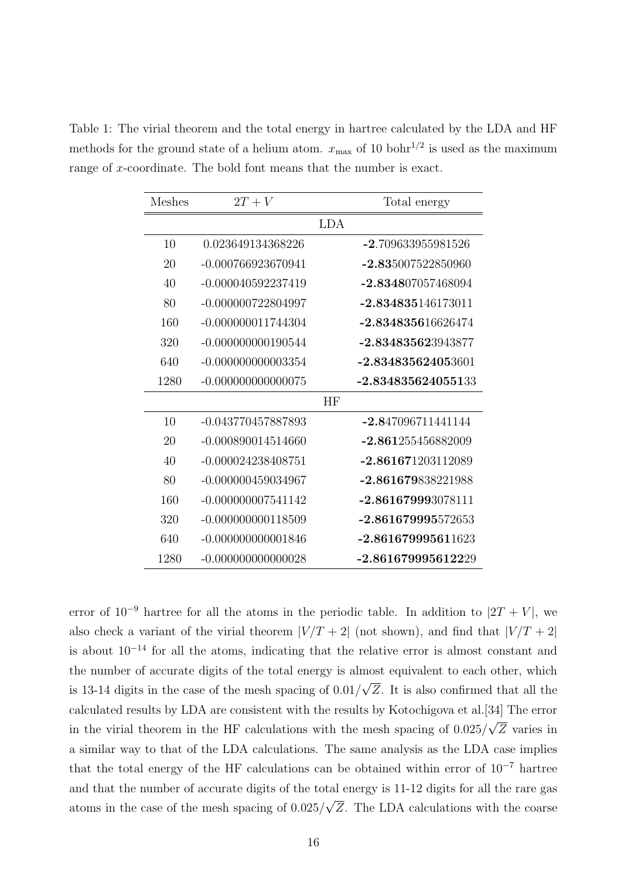Table 1: The virial theorem and the total energy in hartree calculated by the LDA and HF methods for the ground state of a helium atom. $x_{\max}$ of 10 bohr$^{1/2}$ is used as the maximum range of $x$-coordinate. The bold font means that the number is exact.

| Meshes | $2T+V$ | Total energy |
|---|---|---|
| | LDA | |
| 10 | 0.023649134368226 | **-2**.709633955981526 |
| 20 | -0.000766923670941 | **-2.83**5007522850960 |
| 40 | -0.000040592237419 | **-2.8348**07057468094 |
| 80 | -0.000000722804997 | **-2.834835**146173011 |
| 160 | -0.000000011744304 | **-2.8348356**16626474 |
| 320 | -0.000000000190544 | **-2.834835623**943877 |
| 640 | -0.000000000003354 | **-2.8348356240**53601 |
| 1280 | -0.000000000000075 | **-2.834835624055**133 |
| | HF | |
| 10 | -0.043770457887893 | **-2.8**47096711441144 |
| 20 | -0.000890014514660 | **-2.861**255456882009 |
| 40 | -0.000024238408751 | **-2.86167**1203112089 |
| 80 | -0.000000459034967 | **-2.861679**838221988 |
| 160 | -0.000000007541142 | **-2.86167999**3078111 |
| 320 | -0.000000000118509 | **-2.861679995**572653 |
| 640 | -0.000000000001846 | **-2.86167999561**1623 |
| 1280 | -0.000000000000028 | **-2.861679995612**229 |

error of $10^{-9}$ hartree for all the atoms in the periodic table. In addition to $|2T + V|$, we also check a variant of the virial theorem $|V/T + 2|$ (not shown), and find that $|V/T + 2|$ is about $10^{-14}$ for all the atoms, indicating that the relative error is almost constant and the number of accurate digits of the total energy is almost equivalent to each other, which is 13-14 digits in the case of the mesh spacing of $0.01/\sqrt{Z}$. It is also confirmed that all the calculated results by LDA are consistent with the results by Kotochigova et al.[34] The error in the virial theorem in the HF calculations with the mesh spacing of $0.025/\sqrt{Z}$ varies in a similar way to that of the LDA calculations. The same analysis as the LDA case implies that the total energy of the HF calculations can be obtained within error of $10^{-7}$ hartree and that the number of accurate digits of the total energy is 11-12 digits for all the rare gas atoms in the case of the mesh spacing of $0.025/\sqrt{Z}$. The LDA calculations with the coarse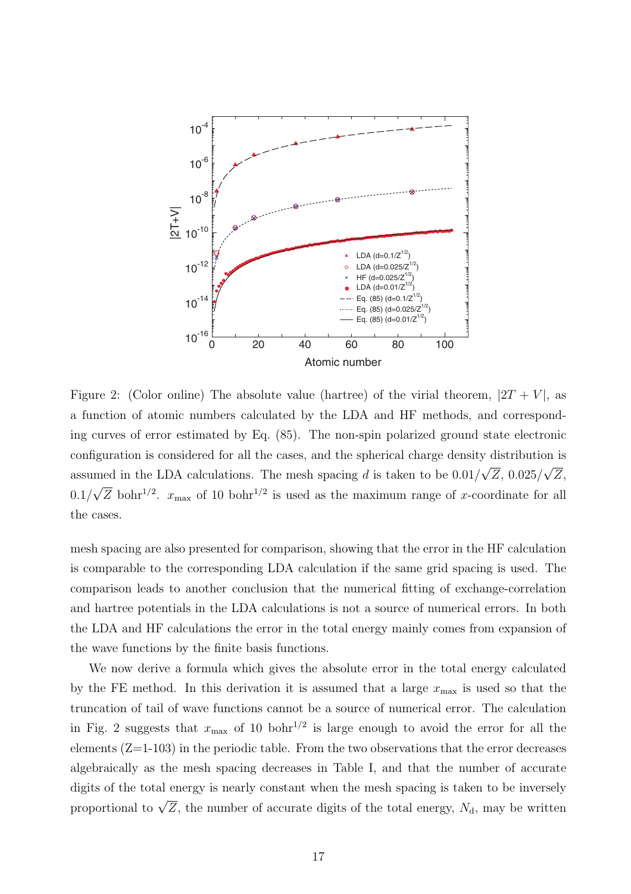Figure 2: (Color online) The absolute value (hartree) of the virial theorem, $|2T + V|$, as a function of atomic numbers calculated by the LDA and HF methods, and corresponding curves of error estimated by Eq. (85). The non-spin polarized ground state electronic configuration is considered for all the cases, and the spherical charge density distribution is assumed in the LDA calculations. The mesh spacing $d$ is taken to be $0.01/\sqrt{Z}$, $0.025/\sqrt{Z}$, $0.1/\sqrt{Z}$ bohr$^{1/2}$. $x_{\rm max}$ of 10 bohr$^{1/2}$ is used as the maximum range of $x$-coordinate for all the cases.

mesh spacing are also presented for comparison, showing that the error in the HF calculation is comparable to the corresponding LDA calculation if the same grid spacing is used. The comparison leads to another conclusion that the numerical fitting of exchange-correlation and hartree potentials in the LDA calculations is not a source of numerical errors. In both the LDA and HF calculations the error in the total energy mainly comes from expansion of the wave functions by the finite basis functions.

We now derive a formula which gives the absolute error in the total energy calculated by the FE method. In this derivation it is assumed that a large $x_{\rm max}$ is used so that the truncation of tail of wave functions cannot be a source of numerical error. The calculation in Fig. 2 suggests that $x_{\rm max}$ of 10 bohr$^{1/2}$ is large enough to avoid the error for all the elements (Z=1-103) in the periodic table. From the two observations that the error decreases algebraically as the mesh spacing decreases in Table I, and that the number of accurate digits of the total energy is nearly constant when the mesh spacing is taken to be inversely proportional to $\sqrt{Z}$, the number of accurate digits of the total energy, $N_{\rm d}$, may be written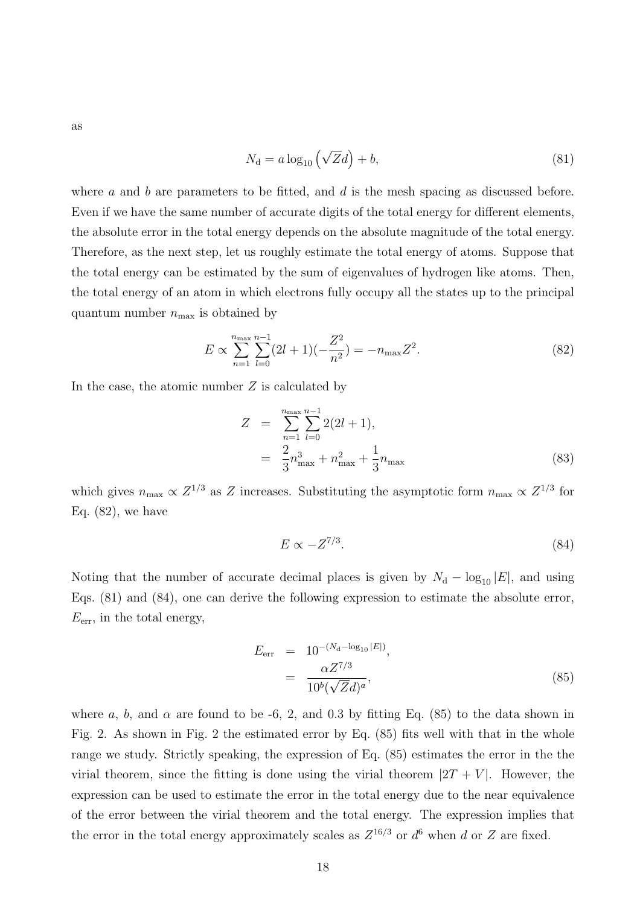as

$$N_{\rm d} = a \log_{10}\left(\sqrt{Z}d\right) + b, \tag{81}$$

where $a$ and $b$ are parameters to be fitted, and $d$ is the mesh spacing as discussed before. Even if we have the same number of accurate digits of the total energy for different elements, the absolute error in the total energy depends on the absolute magnitude of the total energy. Therefore, as the next step, let us roughly estimate the total energy of atoms. Suppose that the total energy can be estimated by the sum of eigenvalues of hydrogen like atoms. Then, the total energy of an atom in which electrons fully occupy all the states up to the principal quantum number $n_{\rm max}$ is obtained by

$$E \propto \sum_{n=1}^{n_{\rm max}} \sum_{l=0}^{n-1} (2l+1)(-\frac{Z^2}{n^2}) = -n_{\rm max} Z^2. \tag{82}$$

In the case, the atomic number $Z$ is calculated by

$$\begin{aligned} Z &= \sum_{n=1}^{n_{\rm max}} \sum_{l=0}^{n-1} 2(2l+1), \\ &= \frac{2}{3}n_{\rm max}^3 + n_{\rm max}^2 + \frac{1}{3}n_{\rm max} \end{aligned} \tag{83}$$

which gives $n_{\rm max} \propto Z^{1/3}$ as $Z$ increases. Substituting the asymptotic form $n_{\rm max} \propto Z^{1/3}$ for Eq. (82), we have

$$E \propto -Z^{7/3}. \tag{84}$$

Noting that the number of accurate decimal places is given by $N_{\rm d} - \log_{10}|E|$, and using Eqs. (81) and (84), one can derive the following expression to estimate the absolute error, $E_{\rm err}$, in the total energy,

$$\begin{aligned} E_{\rm err} &= 10^{-(N_{\rm d} - \log_{10}|E|)}, \\ &= \frac{\alpha Z^{7/3}}{10^b (\sqrt{Z}d)^a}, \end{aligned} \tag{85}$$

where $a$, $b$, and $\alpha$ are found to be -6, 2, and 0.3 by fitting Eq. (85) to the data shown in Fig. 2. As shown in Fig. 2 the estimated error by Eq. (85) fits well with that in the whole range we study. Strictly speaking, the expression of Eq. (85) estimates the error in the the virial theorem, since the fitting is done using the virial theorem $|2T + V|$. However, the expression can be used to estimate the error in the total energy due to the near equivalence of the error between the virial theorem and the total energy. The expression implies that the error in the total energy approximately scales as $Z^{16/3}$ or $d^6$ when $d$ or $Z$ are fixed.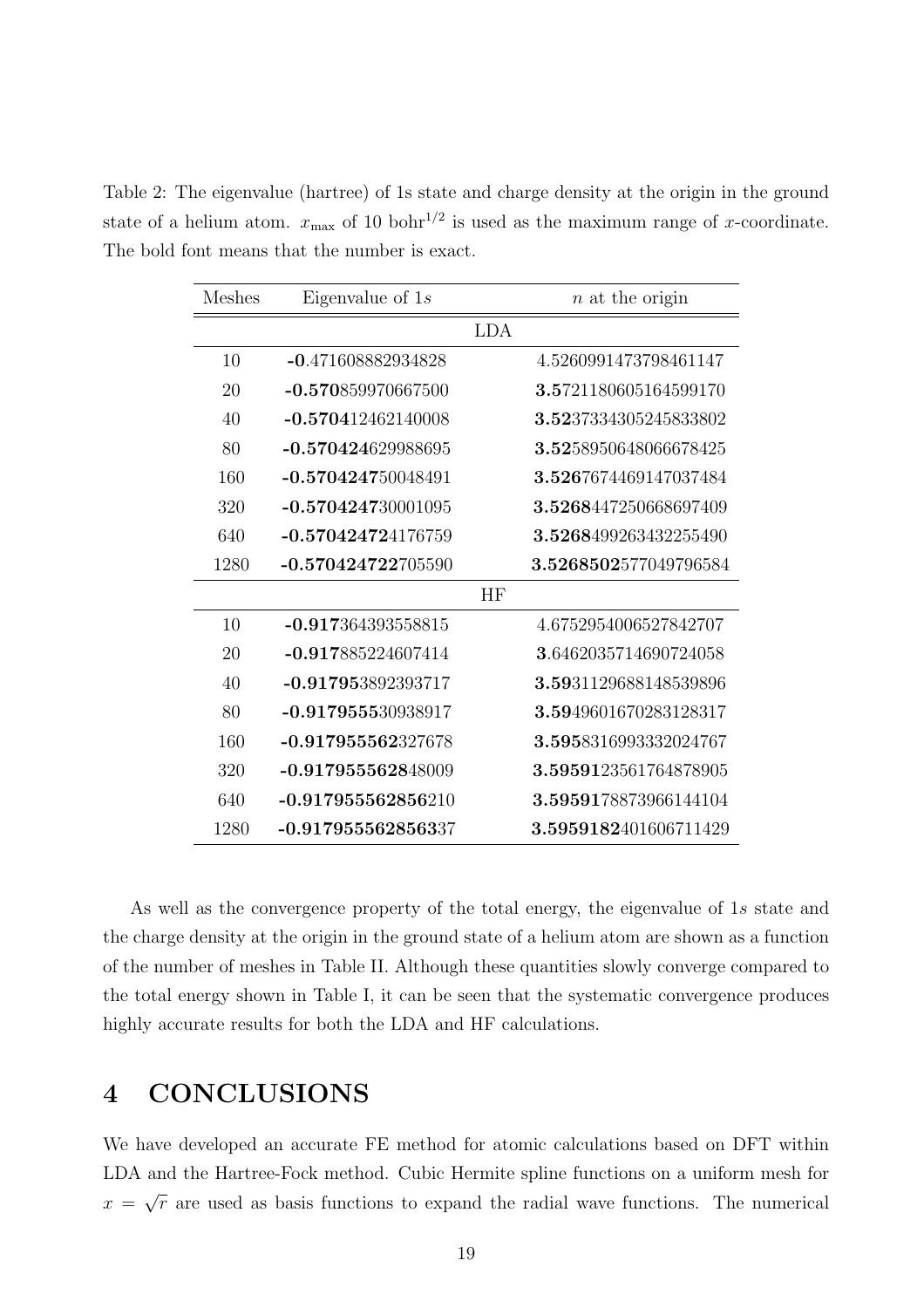Table 2: The eigenvalue (hartree) of 1s state and charge density at the origin in the ground state of a helium atom. $x_{\max}$ of 10 bohr$^{1/2}$ is used as the maximum range of $x$-coordinate. The bold font means that the number is exact.

| Meshes | Eigenvalue of $1s$ | $n$ at the origin |
|---|---|---|
| | LDA | |
| 10 | **-0**.471608882934828 | 4.5260991473798461147 |
| 20 | **-0.570**859970667500 | **3.5**721180605164599170 |
| 40 | **-0.5704**12462140008 | **3.52**37334305245833802 |
| 80 | **-0.570424**629988695 | **3.52**58950648066678425 |
| 160 | **-0.5704247**50048491 | **3.526**7674469147037484 |
| 320 | **-0.5704247**30001095 | **3.5268**447250668697409 |
| 640 | **-0.57042472**4176759 | **3.5268**499263432255490 |
| 1280 | **-0.570424722**705590 | **3.5268502**577049796584 |
| | HF | |
| 10 | **-0.917**364393558815 | 4.6752954006527842707 |
| 20 | **-0.917**885224607414 | **3**.6462035714690724058 |
| 40 | **-0.917953**892393717 | **3.59**31129688148539896 |
| 80 | **-0.9179555**30938917 | **3.59**49601670283128317 |
| 160 | **-0.917955562**327678 | **3.595**8316993332024767 |
| 320 | **-0.917955562**848009 | **3.59591**23561764878905 |
| 640 | **-0.917955562856**210 | **3.59591**78873966144104 |
| 1280 | **-0.9179555628563**37 | **3.5959182**401606711429 |

As well as the convergence property of the total energy, the eigenvalue of 1$s$ state and the charge density at the origin in the ground state of a helium atom are shown as a function of the number of meshes in Table II. Although these quantities slowly converge compared to the total energy shown in Table I, it can be seen that the systematic convergence produces highly accurate results for both the LDA and HF calculations.

# 4 CONCLUSIONS

We have developed an accurate FE method for atomic calculations based on DFT within LDA and the Hartree-Fock method. Cubic Hermite spline functions on a uniform mesh for $x = \sqrt{r}$ are used as basis functions to expand the radial wave functions. The numerical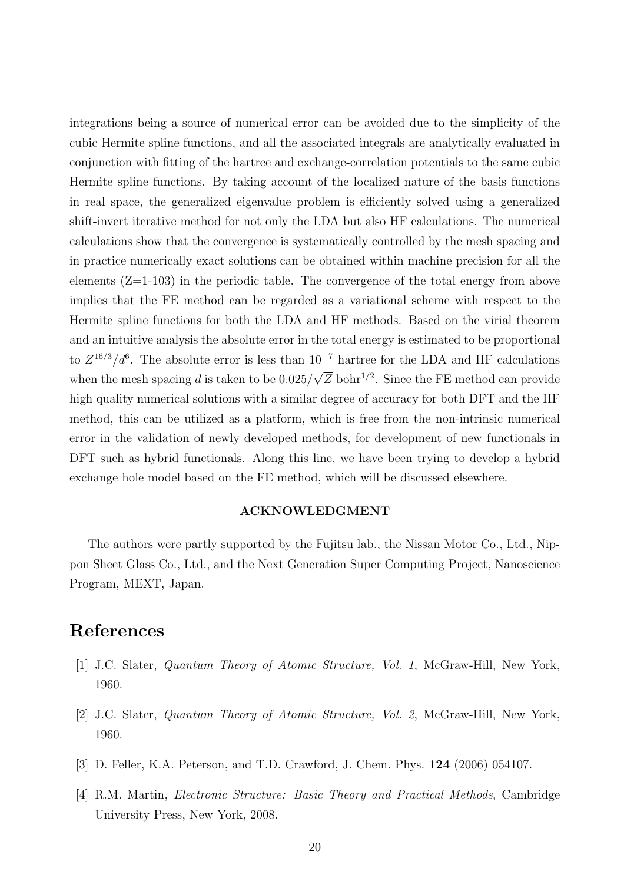integrations being a source of numerical error can be avoided due to the simplicity of the cubic Hermite spline functions, and all the associated integrals are analytically evaluated in conjunction with fitting of the hartree and exchange-correlation potentials to the same cubic Hermite spline functions. By taking account of the localized nature of the basis functions in real space, the generalized eigenvalue problem is efficiently solved using a generalized shift-invert iterative method for not only the LDA but also HF calculations. The numerical calculations show that the convergence is systematically controlled by the mesh spacing and in practice numerically exact solutions can be obtained within machine precision for all the elements (Z=1-103) in the periodic table. The convergence of the total energy from above implies that the FE method can be regarded as a variational scheme with respect to the Hermite spline functions for both the LDA and HF methods. Based on the virial theorem and an intuitive analysis the absolute error in the total energy is estimated to be proportional to $Z^{16/3}/d^6$. The absolute error is less than $10^{-7}$ hartree for the LDA and HF calculations when the mesh spacing $d$ is taken to be $0.025/\sqrt{Z}$ bohr$^{1/2}$. Since the FE method can provide high quality numerical solutions with a similar degree of accuracy for both DFT and the HF method, this can be utilized as a platform, which is free from the non-intrinsic numerical error in the validation of newly developed methods, for development of new functionals in DFT such as hybrid functionals. Along this line, we have been trying to develop a hybrid exchange hole model based on the FE method, which will be discussed elsewhere.

### ACKNOWLEDGMENT

The authors were partly supported by the Fujitsu lab., the Nissan Motor Co., Ltd., Nippon Sheet Glass Co., Ltd., and the Next Generation Super Computing Project, Nanoscience Program, MEXT, Japan.

# References

[1] J.C. Slater, *Quantum Theory of Atomic Structure, Vol. 1*, McGraw-Hill, New York, 1960.

[2] J.C. Slater, *Quantum Theory of Atomic Structure, Vol. 2*, McGraw-Hill, New York, 1960.

[3] D. Feller, K.A. Peterson, and T.D. Crawford, J. Chem. Phys. **124** (2006) 054107.

[4] R.M. Martin, *Electronic Structure: Basic Theory and Practical Methods*, Cambridge University Press, New York, 2008.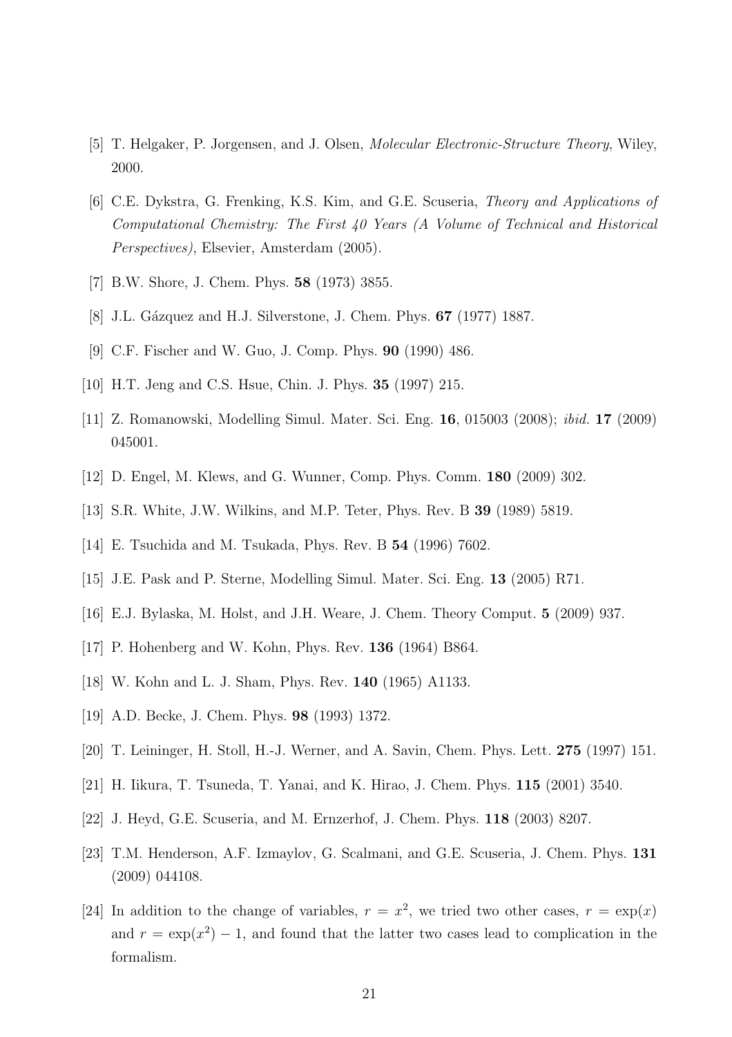[5] T. Helgaker, P. Jorgensen, and J. Olsen, *Molecular Electronic-Structure Theory*, Wiley, 2000.

[6] C.E. Dykstra, G. Frenking, K.S. Kim, and G.E. Scuseria, *Theory and Applications of Computational Chemistry: The First 40 Years (A Volume of Technical and Historical Perspectives)*, Elsevier, Amsterdam (2005).

[7] B.W. Shore, J. Chem. Phys. **58** (1973) 3855.

[8] J.L. Gázquez and H.J. Silverstone, J. Chem. Phys. **67** (1977) 1887.

[9] C.F. Fischer and W. Guo, J. Comp. Phys. **90** (1990) 486.

[10] H.T. Jeng and C.S. Hsue, Chin. J. Phys. **35** (1997) 215.

[11] Z. Romanowski, Modelling Simul. Mater. Sci. Eng. **16**, 015003 (2008); *ibid.* **17** (2009) 045001.

[12] D. Engel, M. Klews, and G. Wunner, Comp. Phys. Comm. **180** (2009) 302.

[13] S.R. White, J.W. Wilkins, and M.P. Teter, Phys. Rev. B **39** (1989) 5819.

[14] E. Tsuchida and M. Tsukada, Phys. Rev. B **54** (1996) 7602.

[15] J.E. Pask and P. Sterne, Modelling Simul. Mater. Sci. Eng. **13** (2005) R71.

[16] E.J. Bylaska, M. Holst, and J.H. Weare, J. Chem. Theory Comput. **5** (2009) 937.

[17] P. Hohenberg and W. Kohn, Phys. Rev. **136** (1964) B864.

[18] W. Kohn and L. J. Sham, Phys. Rev. **140** (1965) A1133.

[19] A.D. Becke, J. Chem. Phys. **98** (1993) 1372.

[20] T. Leininger, H. Stoll, H.-J. Werner, and A. Savin, Chem. Phys. Lett. **275** (1997) 151.

[21] H. Iikura, T. Tsuneda, T. Yanai, and K. Hirao, J. Chem. Phys. **115** (2001) 3540.

[22] J. Heyd, G.E. Scuseria, and M. Ernzerhof, J. Chem. Phys. **118** (2003) 8207.

[23] T.M. Henderson, A.F. Izmaylov, G. Scalmani, and G.E. Scuseria, J. Chem. Phys. **131** (2009) 044108.

[24] In addition to the change of variables, $r = x^2$, we tried two other cases, $r = \exp(x)$ and $r = \exp(x^2) - 1$, and found that the latter two cases lead to complication in the formalism.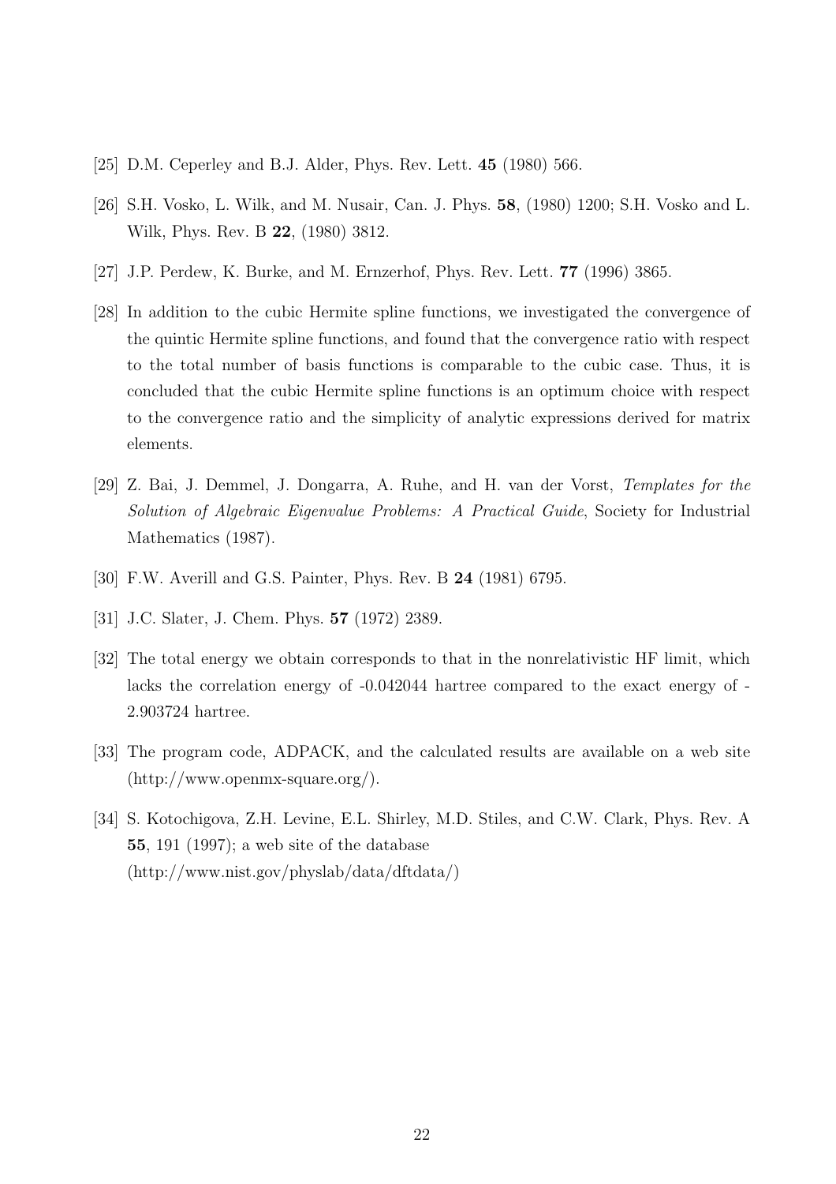[25] D.M. Ceperley and B.J. Alder, Phys. Rev. Lett. **45** (1980) 566.

[26] S.H. Vosko, L. Wilk, and M. Nusair, Can. J. Phys. **58**, (1980) 1200; S.H. Vosko and L. Wilk, Phys. Rev. B **22**, (1980) 3812.

[27] J.P. Perdew, K. Burke, and M. Ernzerhof, Phys. Rev. Lett. **77** (1996) 3865.

[28] In addition to the cubic Hermite spline functions, we investigated the convergence of the quintic Hermite spline functions, and found that the convergence ratio with respect to the total number of basis functions is comparable to the cubic case. Thus, it is concluded that the cubic Hermite spline functions is an optimum choice with respect to the convergence ratio and the simplicity of analytic expressions derived for matrix elements.

[29] Z. Bai, J. Demmel, J. Dongarra, A. Ruhe, and H. van der Vorst, *Templates for the Solution of Algebraic Eigenvalue Problems: A Practical Guide*, Society for Industrial Mathematics (1987).

[30] F.W. Averill and G.S. Painter, Phys. Rev. B **24** (1981) 6795.

[31] J.C. Slater, J. Chem. Phys. **57** (1972) 2389.

[32] The total energy we obtain corresponds to that in the nonrelativistic HF limit, which lacks the correlation energy of -0.042044 hartree compared to the exact energy of -2.903724 hartree.

[33] The program code, ADPACK, and the calculated results are available on a web site (http://www.openmx-square.org/).

[34] S. Kotochigova, Z.H. Levine, E.L. Shirley, M.D. Stiles, and C.W. Clark, Phys. Rev. A **55**, 191 (1997); a web site of the database (http://www.nist.gov/physlab/data/dftdata/)